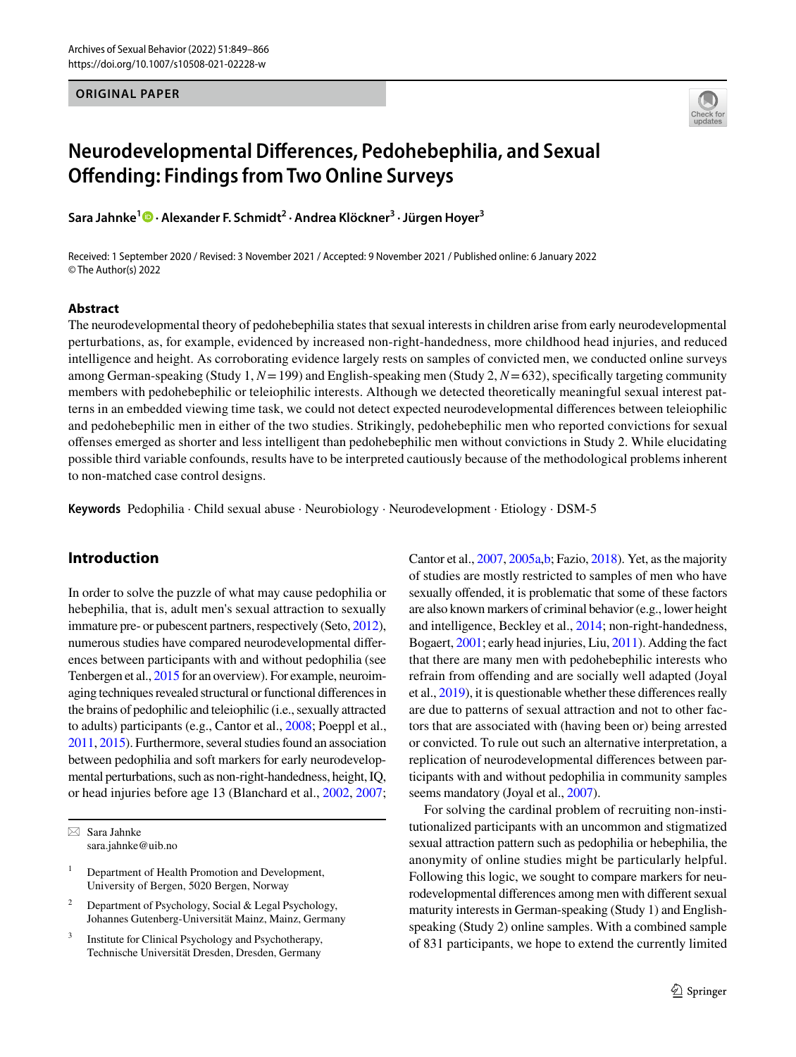ORIGINAL PAPER

# Neurodevelopmental Differences, Pedohebephilia, and Sexual Offending: Findings from Two Online Surveys

**Sara Jahnke[1] · Alexander F. Schmidt[2] · Andrea Klöckner[3] · Jürgen Hoyer[3]**

Received: 1 September 2020 / Revised: 3 November 2021 / Accepted: 9 November 2021 / Published online: 6 January 2022
© The Author(s) 2022

## Abstract

The neurodevelopmental theory of pedohebephilia states that sexual interests in children arise from early neurodevelopmental perturbations, as, for example, evidenced by increased non-right-handedness, more childhood head injuries, and reduced intelligence and height. As corroborating evidence largely rests on samples of convicted men, we conducted online surveys among German-speaking (Study 1, $N = 199$) and English-speaking men (Study 2, $N = 632$), specifically targeting community members with pedohebephilic or teleiophilic interests. Although we detected theoretically meaningful sexual interest patterns in an embedded viewing time task, we could not detect expected neurodevelopmental differences between teleiophilic and pedohebephilic men in either of the two studies. Strikingly, pedohebephilic men who reported convictions for sexual offenses emerged as shorter and less intelligent than pedohebephilic men without convictions in Study 2. While elucidating possible third variable confounds, results have to be interpreted cautiously because of the methodological problems inherent to non-matched case control designs.

**Keywords** Pedophilia · Child sexual abuse · Neurobiology · Neurodevelopment · Etiology · DSM-5

## Introduction

In order to solve the puzzle of what may cause pedophilia or hebephilia, that is, adult men's sexual attraction to sexually immature pre- or pubescent partners, respectively (Seto, 2012), numerous studies have compared neurodevelopmental differences between participants with and without pedophilia (see Tenbergen et al., 2015 for an overview). For example, neuroimaging techniques revealed structural or functional differences in the brains of pedophilic and teleiophilic (i.e., sexually attracted to adults) participants (e.g., Cantor et al., 2008; Poeppl et al., 2011, 2015). Furthermore, several studies found an association between pedophilia and soft markers for early neurodevelopmental perturbations, such as non-right-handedness, height, IQ, or head injuries before age 13 (Blanchard et al., 2002, 2007; Cantor et al., 2007, 2005a,b; Fazio, 2018). Yet, as the majority of studies are mostly restricted to samples of men who have sexually offended, it is problematic that some of these factors are also known markers of criminal behavior (e.g., lower height and intelligence, Beckley et al., 2014; non-right-handedness, Bogaert, 2001; early head injuries, Liu, 2011). Adding the fact that there are many men with pedohebephilic interests who refrain from offending and are socially well adapted (Joyal et al., 2019), it is questionable whether these differences really are due to patterns of sexual attraction and not to other factors that are associated with (having been or) being arrested or convicted. To rule out such an alternative interpretation, a replication of neurodevelopmental differences between participants with and without pedophilia in community samples seems mandatory (Joyal et al., 2007).

For solving the cardinal problem of recruiting non-institutionalized participants with an uncommon and stigmatized sexual attraction pattern such as pedophilia or hebephilia, the anonymity of online studies might be particularly helpful. Following this logic, we sought to compare markers for neurodevelopmental differences among men with different sexual maturity interests in German-speaking (Study 1) and English-speaking (Study 2) online samples. With a combined sample of 831 participants, we hope to extend the currently limited

✉ Sara Jahnke
sara.jahnke@uib.no

[1] Department of Health Promotion and Development, University of Bergen, 5020 Bergen, Norway

[2] Department of Psychology, Social & Legal Psychology, Johannes Gutenberg-Universität Mainz, Mainz, Germany

[3] Institute for Clinical Psychology and Psychotherapy, Technische Universität Dresden, Dresden, Germany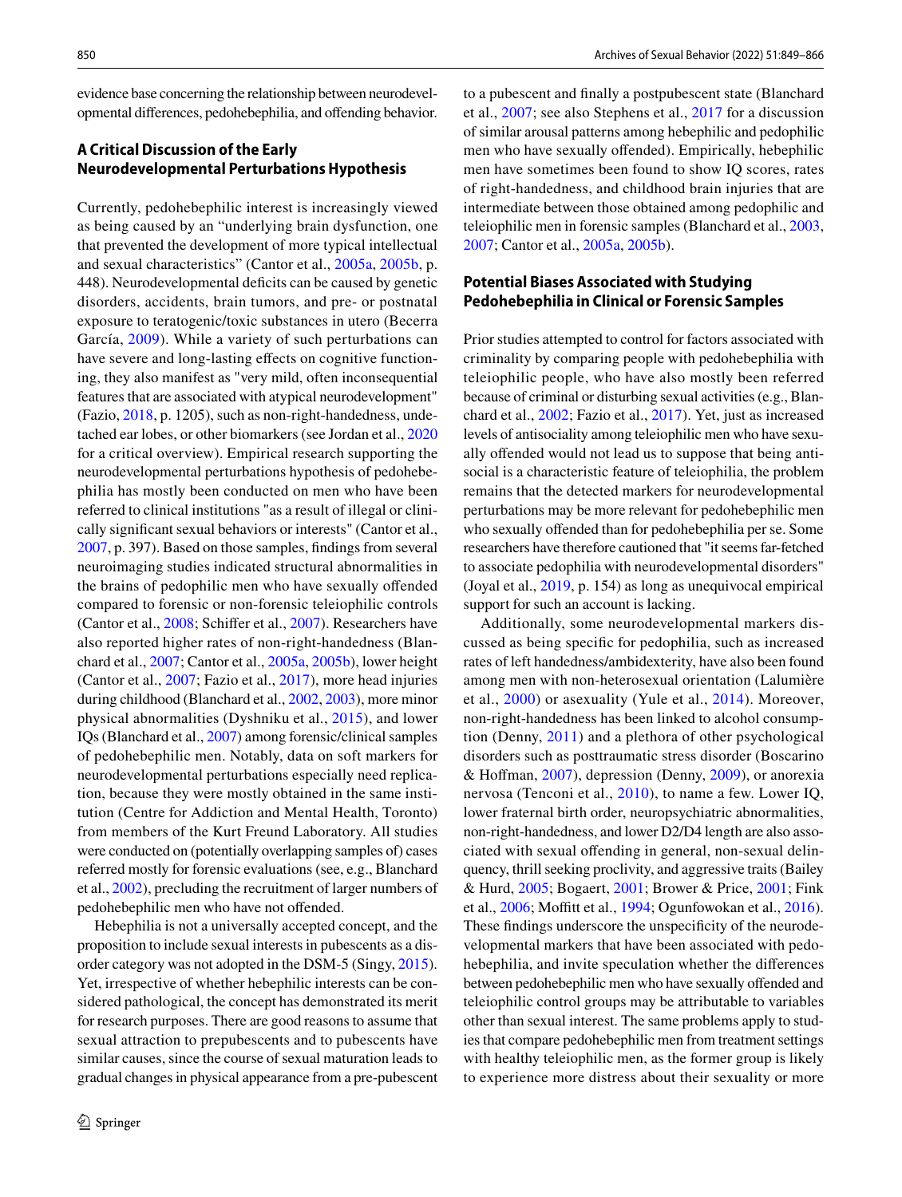evidence base concerning the relationship between neurodevelopmental differences, pedohebephilia, and offending behavior.

## A Critical Discussion of the Early Neurodevelopmental Perturbations Hypothesis

Currently, pedohebephilic interest is increasingly viewed as being caused by an "underlying brain dysfunction, one that prevented the development of more typical intellectual and sexual characteristics" (Cantor et al., 2005a, 2005b, p. 448). Neurodevelopmental deficits can be caused by genetic disorders, accidents, brain tumors, and pre- or postnatal exposure to teratogenic/toxic substances in utero (Becerra García, 2009). While a variety of such perturbations can have severe and long-lasting effects on cognitive functioning, they also manifest as "very mild, often inconsequential features that are associated with atypical neurodevelopment" (Fazio, 2018, p. 1205), such as non-right-handedness, undetached ear lobes, or other biomarkers (see Jordan et al., 2020 for a critical overview). Empirical research supporting the neurodevelopmental perturbations hypothesis of pedohebephilia has mostly been conducted on men who have been referred to clinical institutions "as a result of illegal or clinically significant sexual behaviors or interests" (Cantor et al., 2007, p. 397). Based on those samples, findings from several neuroimaging studies indicated structural abnormalities in the brains of pedophilic men who have sexually offended compared to forensic or non-forensic teleiophilic controls (Cantor et al., 2008; Schiffer et al., 2007). Researchers have also reported higher rates of non-right-handedness (Blanchard et al., 2007; Cantor et al., 2005a, 2005b), lower height (Cantor et al., 2007; Fazio et al., 2017), more head injuries during childhood (Blanchard et al., 2002, 2003), more minor physical abnormalities (Dyshniku et al., 2015), and lower IQs (Blanchard et al., 2007) among forensic/clinical samples of pedohebephilic men. Notably, data on soft markers for neurodevelopmental perturbations especially need replication, because they were mostly obtained in the same institution (Centre for Addiction and Mental Health, Toronto) from members of the Kurt Freund Laboratory. All studies were conducted on (potentially overlapping samples of) cases referred mostly for forensic evaluations (see, e.g., Blanchard et al., 2002), precluding the recruitment of larger numbers of pedohebephilic men who have not offended.

Hebephilia is not a universally accepted concept, and the proposition to include sexual interests in pubescents as a disorder category was not adopted in the DSM-5 (Singy, 2015). Yet, irrespective of whether hebephilic interests can be considered pathological, the concept has demonstrated its merit for research purposes. There are good reasons to assume that sexual attraction to prepubescents and to pubescents have similar causes, since the course of sexual maturation leads to gradual changes in physical appearance from a pre-pubescent to a pubescent and finally a postpubescent state (Blanchard et al., 2007; see also Stephens et al., 2017 for a discussion of similar arousal patterns among hebephilic and pedophilic men who have sexually offended). Empirically, hebephilic men have sometimes been found to show IQ scores, rates of right-handedness, and childhood brain injuries that are intermediate between those obtained among pedophilic and teleiophilic men in forensic samples (Blanchard et al., 2003, 2007; Cantor et al., 2005a, 2005b).

## Potential Biases Associated with Studying Pedohebephilia in Clinical or Forensic Samples

Prior studies attempted to control for factors associated with criminality by comparing people with pedohebephilia with teleiophilic people, who have also mostly been referred because of criminal or disturbing sexual activities (e.g., Blanchard et al., 2002; Fazio et al., 2017). Yet, just as increased levels of antisociality among teleiophilic men who have sexually offended would not lead us to suppose that being antisocial is a characteristic feature of teleiophilia, the problem remains that the detected markers for neurodevelopmental perturbations may be more relevant for pedohebephilic men who sexually offended than for pedohebephilia per se. Some researchers have therefore cautioned that "it seems far-fetched to associate pedophilia with neurodevelopmental disorders" (Joyal et al., 2019, p. 154) as long as unequivocal empirical support for such an account is lacking.

Additionally, some neurodevelopmental markers discussed as being specific for pedophilia, such as increased rates of left handedness/ambidexterity, have also been found among men with non-heterosexual orientation (Lalumière et al., 2000) or asexuality (Yule et al., 2014). Moreover, non-right-handedness has been linked to alcohol consumption (Denny, 2011) and a plethora of other psychological disorders such as posttraumatic stress disorder (Boscarino & Hoffman, 2007), depression (Denny, 2009), or anorexia nervosa (Tenconi et al., 2010), to name a few. Lower IQ, lower fraternal birth order, neuropsychiatric abnormalities, non-right-handedness, and lower D2/D4 length are also associated with sexual offending in general, non-sexual delinquency, thrill seeking proclivity, and aggressive traits (Bailey & Hurd, 2005; Bogaert, 2001; Brower & Price, 2001; Fink et al., 2006; Moffitt et al., 1994; Ogunfowokan et al., 2016). These findings underscore the unspecificity of the neurodevelopmental markers that have been associated with pedohebephilia, and invite speculation whether the differences between pedohebephilic men who have sexually offended and teleiophilic control groups may be attributable to variables other than sexual interest. The same problems apply to studies that compare pedohebephilic men from treatment settings with healthy teleiophilic men, as the former group is likely to experience more distress about their sexuality or more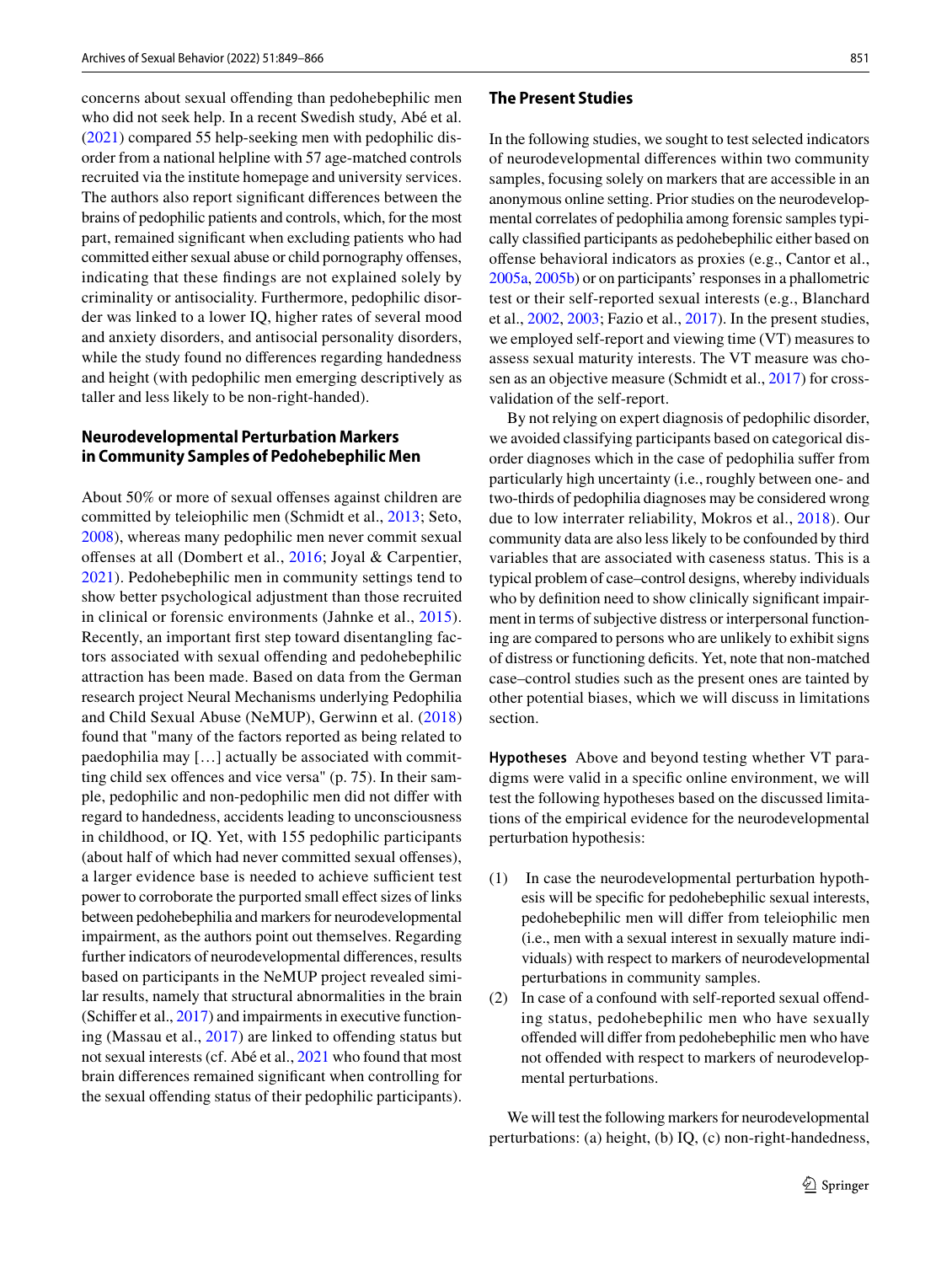concerns about sexual offending than pedohebephilic men who did not seek help. In a recent Swedish study, Abé et al. (2021) compared 55 help-seeking men with pedophilic disorder from a national helpline with 57 age-matched controls recruited via the institute homepage and university services. The authors also report significant differences between the brains of pedophilic patients and controls, which, for the most part, remained significant when excluding patients who had committed either sexual abuse or child pornography offenses, indicating that these findings are not explained solely by criminality or antisociality. Furthermore, pedophilic disorder was linked to a lower IQ, higher rates of several mood and anxiety disorders, and antisocial personality disorders, while the study found no differences regarding handedness and height (with pedophilic men emerging descriptively as taller and less likely to be non-right-handed).

### Neurodevelopmental Perturbation Markers in Community Samples of Pedohebephilic Men

About 50% or more of sexual offenses against children are committed by teleiophilic men (Schmidt et al., 2013; Seto, 2008), whereas many pedophilic men never commit sexual offenses at all (Dombert et al., 2016; Joyal & Carpentier, 2021). Pedohebephilic men in community settings tend to show better psychological adjustment than those recruited in clinical or forensic environments (Jahnke et al., 2015). Recently, an important first step toward disentangling factors associated with sexual offending and pedohebephilic attraction has been made. Based on data from the German research project Neural Mechanisms underlying Pedophilia and Child Sexual Abuse (NeMUP), Gerwinn et al. (2018) found that "many of the factors reported as being related to paedophilia may […] actually be associated with committing child sex offences and vice versa" (p. 75). In their sample, pedophilic and non-pedophilic men did not differ with regard to handedness, accidents leading to unconsciousness in childhood, or IQ. Yet, with 155 pedophilic participants (about half of which had never committed sexual offenses), a larger evidence base is needed to achieve sufficient test power to corroborate the purported small effect sizes of links between pedohebephilia and markers for neurodevelopmental impairment, as the authors point out themselves. Regarding further indicators of neurodevelopmental differences, results based on participants in the NeMUP project revealed similar results, namely that structural abnormalities in the brain (Schiffer et al., 2017) and impairments in executive functioning (Massau et al., 2017) are linked to offending status but not sexual interests (cf. Abé et al., 2021 who found that most brain differences remained significant when controlling for the sexual offending status of their pedophilic participants).

## The Present Studies

In the following studies, we sought to test selected indicators of neurodevelopmental differences within two community samples, focusing solely on markers that are accessible in an anonymous online setting. Prior studies on the neurodevelopmental correlates of pedophilia among forensic samples typically classified participants as pedohebephilic either based on offense behavioral indicators as proxies (e.g., Cantor et al., 2005a, 2005b) or on participants' responses in a phallometric test or their self-reported sexual interests (e.g., Blanchard et al., 2002, 2003; Fazio et al., 2017). In the present studies, we employed self-report and viewing time (VT) measures to assess sexual maturity interests. The VT measure was chosen as an objective measure (Schmidt et al., 2017) for cross-validation of the self-report.

By not relying on expert diagnosis of pedophilic disorder, we avoided classifying participants based on categorical disorder diagnoses which in the case of pedophilia suffer from particularly high uncertainty (i.e., roughly between one- and two-thirds of pedophilia diagnoses may be considered wrong due to low interrater reliability, Mokros et al., 2018). Our community data are also less likely to be confounded by third variables that are associated with caseness status. This is a typical problem of case–control designs, whereby individuals who by definition need to show clinically significant impairment in terms of subjective distress or interpersonal functioning are compared to persons who are unlikely to exhibit signs of distress or functioning deficits. Yet, note that non-matched case–control studies such as the present ones are tainted by other potential biases, which we will discuss in limitations section.

**Hypotheses** Above and beyond testing whether VT paradigms were valid in a specific online environment, we will test the following hypotheses based on the discussed limitations of the empirical evidence for the neurodevelopmental perturbation hypothesis:

(1) In case the neurodevelopmental perturbation hypothesis will be specific for pedohebephilic sexual interests, pedohebephilic men will differ from teleiophilic men (i.e., men with a sexual interest in sexually mature individuals) with respect to markers of neurodevelopmental perturbations in community samples.
(2) In case of a confound with self-reported sexual offending status, pedohebephilic men who have sexually offended will differ from pedohebephilic men who have not offended with respect to markers of neurodevelopmental perturbations.

We will test the following markers for neurodevelopmental perturbations: (a) height, (b) IQ, (c) non-right-handedness,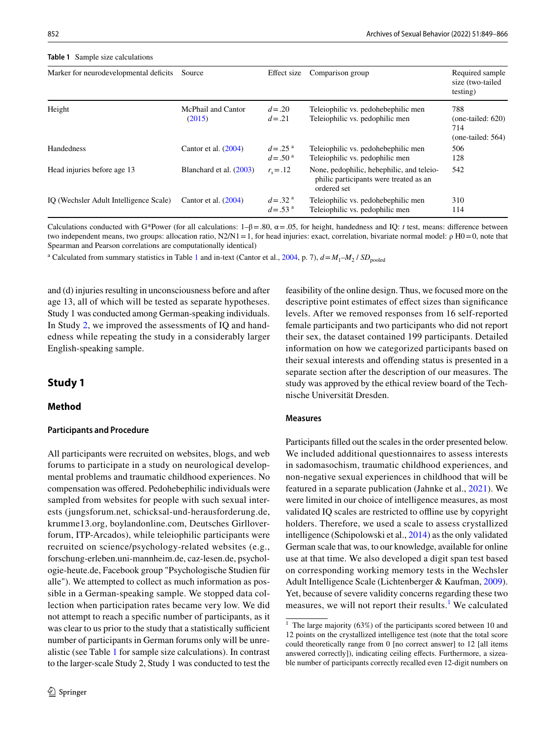**Table 1** Sample size calculations

| Marker for neurodevelopmental deficits | Source | Effect size | Comparison group | Required sample size (two-tailed testing) |
|---|---|---|---|---|
| Height | McPhail and Cantor (2015) | $d = .20$<br>$d = .21$ | Teleiophilic vs. pedohebephilic men<br>Teleiophilic vs. pedophilic men | 788<br>(one-tailed: 620)<br>714<br>(one-tailed: 564) |
| Handedness | Cantor et al. (2004) | $d = .25$ [a]<br>$d = .50$ [a] | Teleiophilic vs. pedohebephilic men<br>Teleiophilic vs. pedophilic men | 506<br>128 |
| Head injuries before age 13 | Blanchard et al. (2003) | $r_s = .12$ | None, pedophilic, hebephilic, and teleiophilic participants were treated as an ordered set | 542 |
| IQ (Wechsler Adult Intelligence Scale) | Cantor et al. (2004) | $d = .32$ [a]<br>$d = .53$ [a] | Teleiophilic vs. pedohebephilic men<br>Teleiophilic vs. pedophilic men | 310<br>114 |

Calculations conducted with G*Power (for all calculations: $1–\beta = .80$, $\alpha = .05$, for height, handedness and IQ: *t* test, means: difference between two independent means, two groups: allocation ratio, N2/N1 = 1, for head injuries: exact, correlation, bivariate normal model: $\rho$ H0 = 0, note that Spearman and Pearson correlations are computationally identical)

[a] Calculated from summary statistics in Table 1 and in-text (Cantor et al., 2004, p. 7), $d = M_1 – M_2 / SD_{pooled}$

and (d) injuries resulting in unconsciousness before and after age 13, all of which will be tested as separate hypotheses. Study 1 was conducted among German-speaking individuals. In Study 2, we improved the assessments of IQ and handedness while repeating the study in a considerably larger English-speaking sample.

## Study 1

### Method

#### Participants and Procedure

All participants were recruited on websites, blogs, and web forums to participate in a study on neurological developmental problems and traumatic childhood experiences. No compensation was offered. Pedohebephilic individuals were sampled from websites for people with such sexual interests (jungsforum.net, schicksal-und-herausforderung.de, krumme13.org, boylandonline.com, Deutsches Girlloverforum, ITP-Arcados), while teleiophilic participants were recruited on science/psychology-related websites (e.g., forschung-erleben.uni-mannheim.de, caz-lesen.de, psychologie-heute.de, Facebook group "Psychologische Studien für alle"). We attempted to collect as much information as possible in a German-speaking sample. We stopped data collection when participation rates became very low. We did not attempt to reach a specific number of participants, as it was clear to us prior to the study that a statistically sufficient number of participants in German forums only will be unrealistic (see Table 1 for sample size calculations). In contrast to the larger-scale Study 2, Study 1 was conducted to test the feasibility of the online design. Thus, we focused more on the descriptive point estimates of effect sizes than significance levels. After we removed responses from 16 self-reported female participants and two participants who did not report their sex, the dataset contained 199 participants. Detailed information on how we categorized participants based on their sexual interests and offending status is presented in a separate section after the description of our measures. The study was approved by the ethical review board of the Technische Universität Dresden.

#### Measures

Participants filled out the scales in the order presented below. We included additional questionnaires to assess interests in sadomasochism, traumatic childhood experiences, and non-negative sexual experiences in childhood that will be featured in a separate publication (Jahnke et al., 2021). We were limited in our choice of intelligence measures, as most validated IQ scales are restricted to offline use by copyright holders. Therefore, we used a scale to assess crystallized intelligence (Schipolowski et al., 2014) as the only validated German scale that was, to our knowledge, available for online use at that time. We also developed a digit span test based on corresponding working memory tests in the Wechsler Adult Intelligence Scale (Lichtenberger & Kaufman, 2009). Yet, because of severe validity concerns regarding these two measures, we will not report their results.[1] We calculated

[1] The large majority (63%) of the participants scored between 10 and 12 points on the crystallized intelligence test (note that the total score could theoretically range from 0 [no correct answer] to 12 [all items answered correctly]), indicating ceiling effects. Furthermore, a sizeable number of participants correctly recalled even 12-digit numbers on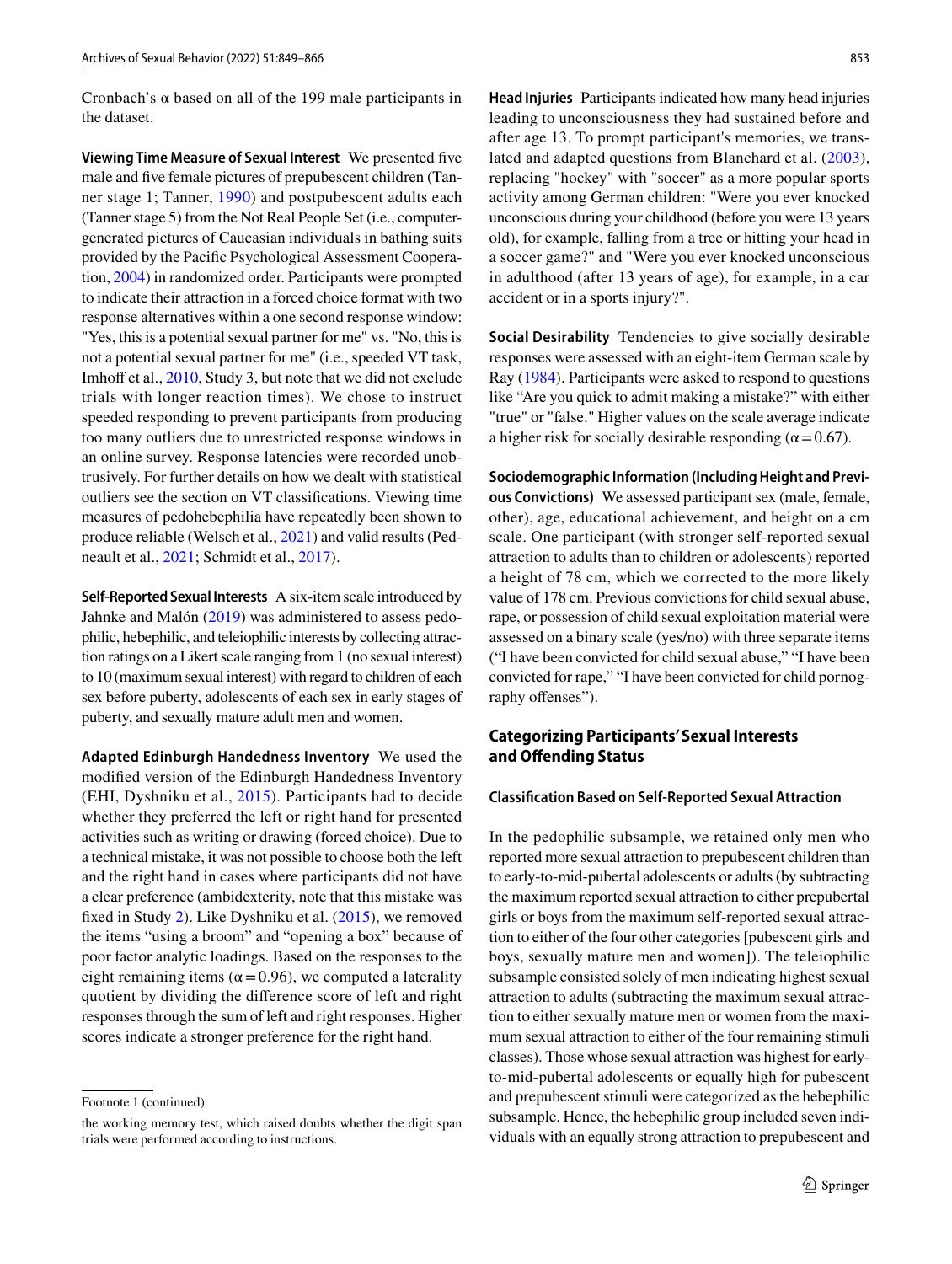Cronbach's α based on all of the 199 male participants in the dataset.

**Viewing Time Measure of Sexual Interest** We presented five male and five female pictures of prepubescent children (Tanner stage 1; Tanner, 1990) and postpubescent adults each (Tanner stage 5) from the Not Real People Set (i.e., computer-generated pictures of Caucasian individuals in bathing suits provided by the Pacific Psychological Assessment Cooperation, 2004) in randomized order. Participants were prompted to indicate their attraction in a forced choice format with two response alternatives within a one second response window: "Yes, this is a potential sexual partner for me" vs. "No, this is not a potential sexual partner for me" (i.e., speeded VT task, Imhoff et al., 2010, Study 3, but note that we did not exclude trials with longer reaction times). We chose to instruct speeded responding to prevent participants from producing too many outliers due to unrestricted response windows in an online survey. Response latencies were recorded unobtrusively. For further details on how we dealt with statistical outliers see the section on VT classifications. Viewing time measures of pedohebephilia have repeatedly been shown to produce reliable (Welsch et al., 2021) and valid results (Pedneault et al., 2021; Schmidt et al., 2017).

**Self-Reported Sexual Interests** A six-item scale introduced by Jahnke and Malón (2019) was administered to assess pedophilic, hebephilic, and teleiophilic interests by collecting attraction ratings on a Likert scale ranging from 1 (no sexual interest) to 10 (maximum sexual interest) with regard to children of each sex before puberty, adolescents of each sex in early stages of puberty, and sexually mature adult men and women.

**Adapted Edinburgh Handedness Inventory** We used the modified version of the Edinburgh Handedness Inventory (EHI, Dyshniku et al., 2015). Participants had to decide whether they preferred the left or right hand for presented activities such as writing or drawing (forced choice). Due to a technical mistake, it was not possible to choose both the left and the right hand in cases where participants did not have a clear preference (ambidexterity, note that this mistake was fixed in Study 2). Like Dyshniku et al. (2015), we removed the items "using a broom" and "opening a box" because of poor factor analytic loadings. Based on the responses to the eight remaining items (α = 0.96), we computed a laterality quotient by dividing the difference score of left and right responses through the sum of left and right responses. Higher scores indicate a stronger preference for the right hand.

**Head Injuries** Participants indicated how many head injuries leading to unconsciousness they had sustained before and after age 13. To prompt participant's memories, we translated and adapted questions from Blanchard et al. (2003), replacing "hockey" with "soccer" as a more popular sports activity among German children: "Were you ever knocked unconscious during your childhood (before you were 13 years old), for example, falling from a tree or hitting your head in a soccer game?" and "Were you ever knocked unconscious in adulthood (after 13 years of age), for example, in a car accident or in a sports injury?".

**Social Desirability** Tendencies to give socially desirable responses were assessed with an eight-item German scale by Ray (1984). Participants were asked to respond to questions like "Are you quick to admit making a mistake?" with either "true" or "false." Higher values on the scale average indicate a higher risk for socially desirable responding (α = 0.67).

**Sociodemographic Information (Including Height and Previous Convictions)** We assessed participant sex (male, female, other), age, educational achievement, and height on a cm scale. One participant (with stronger self-reported sexual attraction to adults than to children or adolescents) reported a height of 78 cm, which we corrected to the more likely value of 178 cm. Previous convictions for child sexual abuse, rape, or possession of child sexual exploitation material were assessed on a binary scale (yes/no) with three separate items ("I have been convicted for child sexual abuse," "I have been convicted for rape," "I have been convicted for child pornography offenses").

### Categorizing Participants' Sexual Interests and Offending Status

#### Classification Based on Self-Reported Sexual Attraction

In the pedophilic subsample, we retained only men who reported more sexual attraction to prepubescent children than to early-to-mid-pubertal adolescents or adults (by subtracting the maximum reported sexual attraction to either prepubertal girls or boys from the maximum self-reported sexual attraction to either of the four other categories [pubescent girls and boys, sexually mature men and women]). The teleiophilic subsample consisted solely of men indicating highest sexual attraction to adults (subtracting the maximum sexual attraction to either sexually mature men or women from the maximum sexual attraction to either of the four remaining stimuli classes). Those whose sexual attraction was highest for early-to-mid-pubertal adolescents or equally high for pubescent and prepubescent stimuli were categorized as the hebephilic subsample. Hence, the hebephilic group included seven individuals with an equally strong attraction to prepubescent and

Footnote 1 (continued)

the working memory test, which raised doubts whether the digit span trials were performed according to instructions.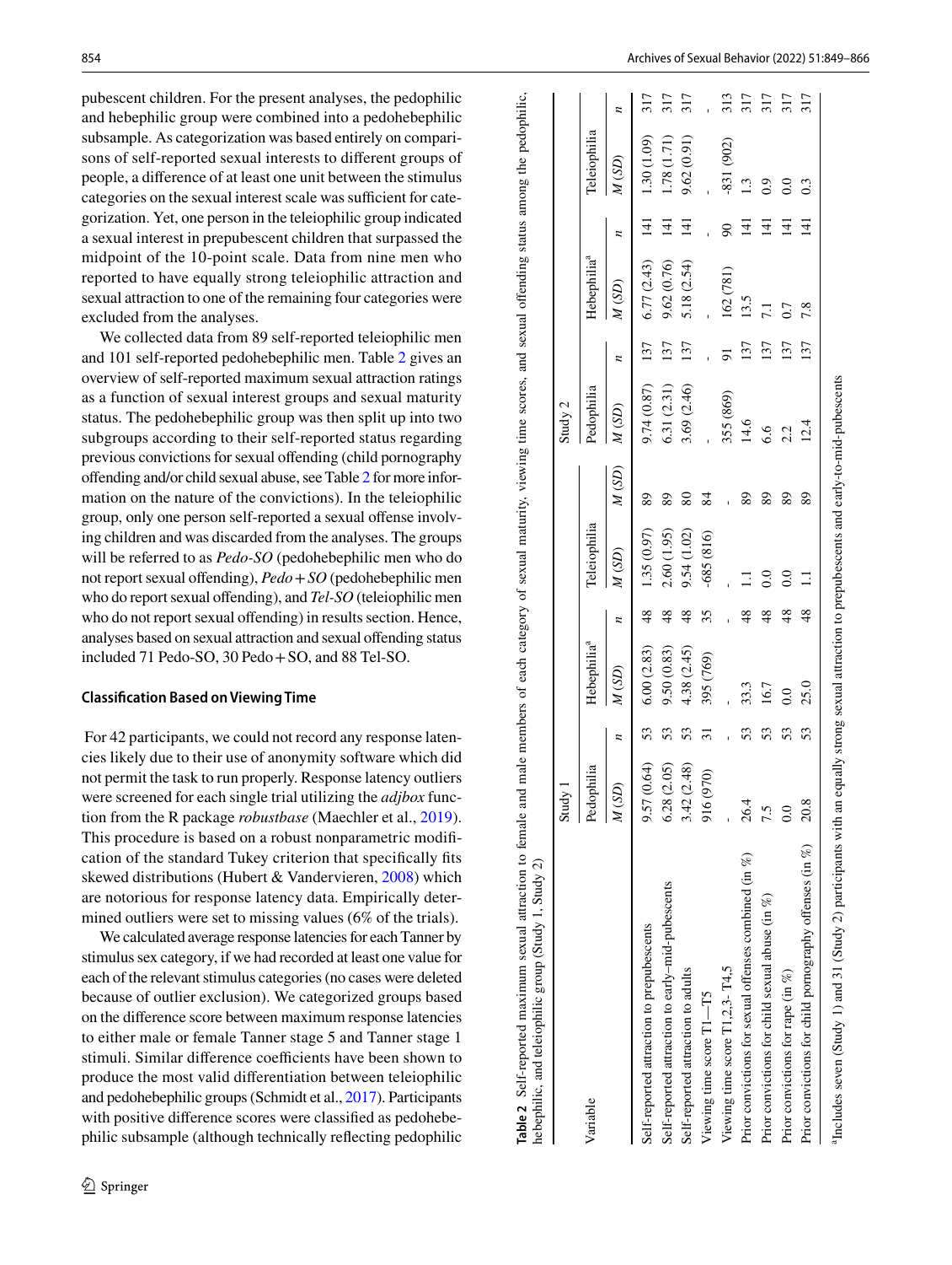pubescent children. For the present analyses, the pedophilic and hebephilic group were combined into a pedohebephilic subsample. As categorization was based entirely on comparisons of self-reported sexual interests to different groups of people, a difference of at least one unit between the stimulus categories on the sexual interest scale was sufficient for categorization. Yet, one person in the teleiophilic group indicated a sexual interest in prepubescent children that surpassed the midpoint of the 10-point scale. Data from nine men who reported to have equally strong teleiophilic attraction and sexual attraction to one of the remaining four categories were excluded from the analyses.

We collected data from 89 self-reported teleiophilic men and 101 self-reported pedohebephilic men. Table 2 gives an overview of self-reported maximum sexual attraction ratings as a function of sexual interest groups and sexual maturity status. The pedohebephilic group was then split up into two subgroups according to their self-reported status regarding previous convictions for sexual offending (child pornography offending and/or child sexual abuse, see Table 2 for more information on the nature of the convictions). In the teleiophilic group, only one person self-reported a sexual offense involving children and was discarded from the analyses. The groups will be referred to as *Pedo-SO* (pedohebephilic men who do not report sexual offending), *Pedo+SO* (pedohebephilic men who do report sexual offending), and *Tel-SO* (teleiophilic men who do not report sexual offending) in results section. Hence, analyses based on sexual attraction and sexual offending status included 71 Pedo-SO, 30 Pedo+SO, and 88 Tel-SO.

### Classification Based on Viewing Time

For 42 participants, we could not record any response latencies likely due to their use of anonymity software which did not permit the task to run properly. Response latency outliers were screened for each single trial utilizing the *adjbox* function from the R package *robustbase* (Maechler et al., 2019). This procedure is based on a robust nonparametric modification of the standard Tukey criterion that specifically fits skewed distributions (Hubert & Vandervieren, 2008) which are notorious for response latency data. Empirically determined outliers were set to missing values (6% of the trials).

We calculated average response latencies for each Tanner by stimulus sex category, if we had recorded at least one value for each of the relevant stimulus categories (no cases were deleted because of outlier exclusion). We categorized groups based on the difference score between maximum response latencies to either male or female Tanner stage 5 and Tanner stage 1 stimuli. Similar difference coefficients have been shown to produce the most valid differentiation between teleiophilic and pedohebephilic groups (Schmidt et al., 2017). Participants with positive difference scores were classified as pedohebephilic subsample (although technically reflecting pedophilic

**Table 2** Self-reported maximum sexual attraction to female and male members of each category of sexual maturity, viewing time scores, and sexual offending status among the pedophilic, hebephilic, and teleiophilic group (Study 1, Study 2)

| Variable | Study 1 | | | | | | Study 2 | | | | | |
|---|---|---|---|---|---|---|---|---|---|---|---|---|
| | Pedophilia | | Hebephilia[a] | | Teleiophilia | | Pedophilia | | Hebephilia[a] | | Teleiophilia | |
| | *M* (*SD*) | *n* | *M* (*SD*) | *n* | *M* (*SD*) | *M* (*SD*) | *M* (*SD*) | *n* | *M* (*SD*) | *n* | *M* (*SD*) | *n* |
| Self-reported attraction to prepubescents | 9.57 (0.64) | 53 | 6.00 (2.83) | 48 | 1.35 (0.97) | 89 | 9.74 (0.87) | 137 | 6.77 (2.43) | 141 | 1.30 (1.09) | 317 |
| Self-reported attraction to early–mid-pubescents | 6.28 (2.05) | 53 | 9.50 (0.83) | 48 | 2.60 (1.95) | 89 | 6.31 (2.31) | 137 | 9.62 (0.76) | 141 | 1.78 (1.71) | 317 |
| Self-reported attraction to adults | 3.42 (2.48) | 53 | 4.38 (2.45) | 48 | 9.54 (1.02) | 80 | 3.69 (2.46) | 137 | 5.18 (2.54) | 141 | 9.62 (0.91) | 317 |
| Viewing time score T1—T5 | 916 (970) | 31 | 395 (769) | 35 | -685 (816) | 84 | - | - | - | - | - | - |
| Viewing time score T1,2,3- T4,5 | - | - | - | - | - | - | 355 (869) | 91 | 162 (781) | 90 | -831 (902) | 313 |
| Prior convictions for sexual offenses combined (in %) | 26.4 | 53 | 33.3 | 48 | 1.1 | 89 | 14.6 | 137 | 13.5 | 141 | 1.3 | 317 |
| Prior convictions for child sexual abuse (in %) | 7.5 | 53 | 16.7 | 48 | 0.0 | 89 | 6.6 | 137 | 7.1 | 141 | 0.9 | 317 |
| Prior convictions for rape (in %) | 0.0 | 53 | 0.0 | 48 | 0.0 | 89 | 2.2 | 137 | 0.7 | 141 | 0.0 | 317 |
| Prior convictions for child pornography offenses (in %) | 20.8 | 53 | 25.0 | 48 | 1.1 | 89 | 12.4 | 137 | 7.8 | 141 | 0.3 | 317 |

[a]Includes seven (Study 1) and 31 (Study 2) participants with an equally strong sexual attraction to prepubescents and early-to-mid-pubescents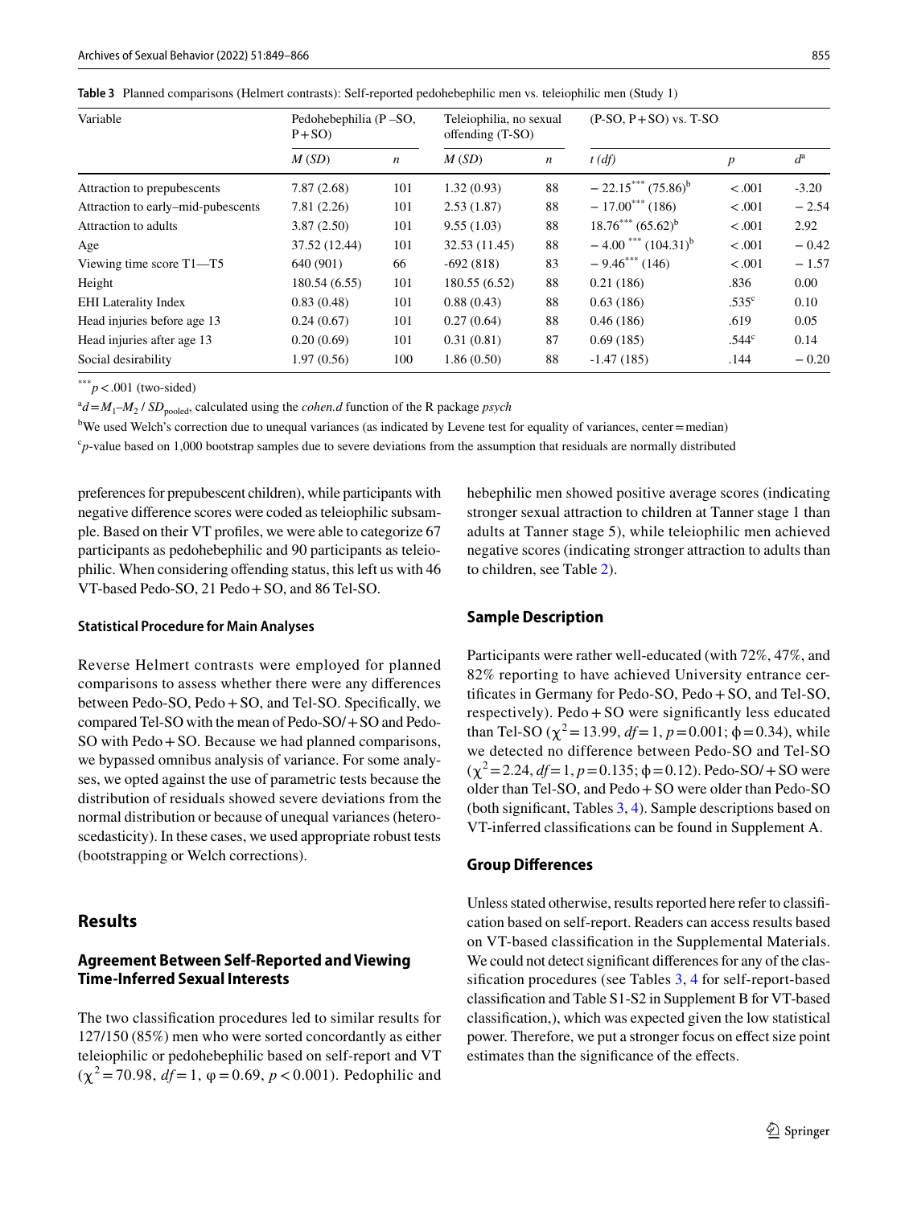**Table 3** Planned comparisons (Helmert contrasts): Self-reported pedohebephilic men vs. teleiophilic men (Study 1)

| Variable | Pedohebephilia (P –SO, P + SO) | | Teleiophilia, no sexual offending (T-SO) | | (P-SO, P + SO) vs. T-SO | | |
|---|---|---|---|---|---|---|---|
| | *M* (*SD*) | *n* | *M* (*SD*) | *n* | *t* (*df*) | *p* | $d^a$ |
| Attraction to prepubescents | 7.87 (2.68) | 101 | 1.32 (0.93) | 88 | $-22.15^{***}$ $(75.86)^b$ | < .001 | -3.20 |
| Attraction to early–mid-pubescents | 7.81 (2.26) | 101 | 2.53 (1.87) | 88 | $-17.00^{***}$ (186) | < .001 | − 2.54 |
| Attraction to adults | 3.87 (2.50) | 101 | 9.55 (1.03) | 88 | $18.76^{***}$ $(65.62)^b$ | < .001 | 2.92 |
| Age | 37.52 (12.44) | 101 | 32.53 (11.45) | 88 | $-4.00^{***}$ $(104.31)^b$ | < .001 | − 0.42 |
| Viewing time score T1—T5 | 640 (901) | 66 | -692 (818) | 83 | $-9.46^{***}$ (146) | < .001 | − 1.57 |
| Height | 180.54 (6.55) | 101 | 180.55 (6.52) | 88 | 0.21 (186) | .836 | 0.00 |
| EHI Laterality Index | 0.83 (0.48) | 101 | 0.88 (0.43) | 88 | 0.63 (186) | .535[c] | 0.10 |
| Head injuries before age 13 | 0.24 (0.67) | 101 | 0.27 (0.64) | 88 | 0.46 (186) | .619 | 0.05 |
| Head injuries after age 13 | 0.20 (0.69) | 101 | 0.31 (0.81) | 87 | 0.69 (185) | .544[c] | 0.14 |
| Social desirability | 1.97 (0.56) | 100 | 1.86 (0.50) | 88 | -1.47 (185) | .144 | − 0.20 |

$^{***}p < .001$ (two-sided)

[a] $d = M_1 – M_2 / SD_{pooled}$, calculated using the *cohen.d* function of the R package *psych*

[b] We used Welch's correction due to unequal variances (as indicated by Levene test for equality of variances, center = median)

[c] *p*-value based on 1,000 bootstrap samples due to severe deviations from the assumption that residuals are normally distributed

preferences for prepubescent children), while participants with negative difference scores were coded as teleiophilic subsample. Based on their VT profiles, we were able to categorize 67 participants as pedohebephilic and 90 participants as teleiophilic. When considering offending status, this left us with 46 VT-based Pedo-SO, 21 Pedo + SO, and 86 Tel-SO.

### Statistical Procedure for Main Analyses

Reverse Helmert contrasts were employed for planned comparisons to assess whether there were any differences between Pedo-SO, Pedo + SO, and Tel-SO. Specifically, we compared Tel-SO with the mean of Pedo-SO/ + SO and Pedo-SO with Pedo + SO. Because we had planned comparisons, we bypassed omnibus analysis of variance. For some analyses, we opted against the use of parametric tests because the distribution of residuals showed severe deviations from the normal distribution or because of unequal variances (heteroscedasticity). In these cases, we used appropriate robust tests (bootstrapping or Welch corrections).

## Results

### Agreement Between Self-Reported and Viewing Time-Inferred Sexual Interests

The two classification procedures led to similar results for 127/150 (85%) men who were sorted concordantly as either teleiophilic or pedohebephilic based on self-report and VT ($\chi^2 = 70.98$, $df = 1$, $\varphi = 0.69$, $p < 0.001$). Pedophilic and hebephilic men showed positive average scores (indicating stronger sexual attraction to children at Tanner stage 1 than adults at Tanner stage 5), while teleiophilic men achieved negative scores (indicating stronger attraction to adults than to children, see Table 2).

### Sample Description

Participants were rather well-educated (with 72%, 47%, and 82% reporting to have achieved University entrance certificates in Germany for Pedo-SO, Pedo + SO, and Tel-SO, respectively). Pedo + SO were significantly less educated than Tel-SO ($\chi^2 = 13.99$, $df = 1$, $p = 0.001$; $\phi = 0.34$), while we detected no difference between Pedo-SO and Tel-SO ($\chi^2 = 2.24$, $df = 1$, $p = 0.135$; $\phi = 0.12$). Pedo-SO/ + SO were older than Tel-SO, and Pedo + SO were older than Pedo-SO (both significant, Tables 3, 4). Sample descriptions based on VT-inferred classifications can be found in Supplement A.

### Group Differences

Unless stated otherwise, results reported here refer to classification based on self-report. Readers can access results based on VT-based classification in the Supplemental Materials. We could not detect significant differences for any of the classification procedures (see Tables 3, 4 for self-report-based classification and Table S1-S2 in Supplement B for VT-based classification,), which was expected given the low statistical power. Therefore, we put a stronger focus on effect size point estimates than the significance of the effects.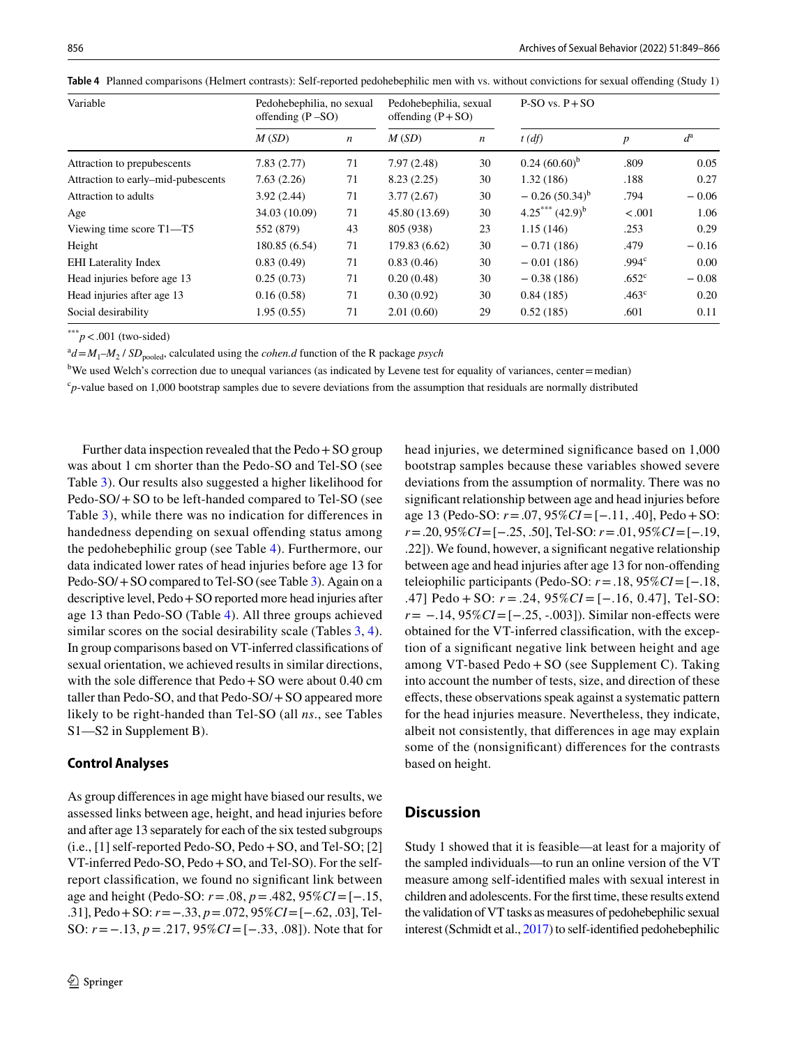**Table 4** Planned comparisons (Helmert contrasts): Self-reported pedohebephilic men with vs. without convictions for sexual offending (Study 1)

| Variable | Pedohebephilia, no sexual offending (P –SO) | | Pedohebephilia, sexual offending (P + SO) | | P-SO vs. P + SO | | |
|---|---|---|---|---|---|---|---|
| | *M* (*SD*) | *n* | *M* (*SD*) | *n* | *t* (*df*) | *p* | *d*[a] |
| Attraction to prepubescents | 7.83 (2.77) | 71 | 7.97 (2.48) | 30 | 0.24 (60.60)[b] | .809 | 0.05 |
| Attraction to early–mid-pubescents | 7.63 (2.26) | 71 | 8.23 (2.25) | 30 | 1.32 (186) | .188 | 0.27 |
| Attraction to adults | 3.92 (2.44) | 71 | 3.77 (2.67) | 30 | − 0.26 (50.34)[b] | .794 | − 0.06 |
| Age | 34.03 (10.09) | 71 | 45.80 (13.69) | 30 | 4.25*** (42.9)[b] | <.001 | 1.06 |
| Viewing time score T1—T5 | 552 (879) | 43 | 805 (938) | 23 | 1.15 (146) | .253 | 0.29 |
| Height | 180.85 (6.54) | 71 | 179.83 (6.62) | 30 | − 0.71 (186) | .479 | − 0.16 |
| EHI Laterality Index | 0.83 (0.49) | 71 | 0.83 (0.46) | 30 | − 0.01 (186) | .994[c] | 0.00 |
| Head injuries before age 13 | 0.25 (0.73) | 71 | 0.20 (0.48) | 30 | − 0.38 (186) | .652[c] | − 0.08 |
| Head injuries after age 13 | 0.16 (0.58) | 71 | 0.30 (0.92) | 30 | 0.84 (185) | .463[c] | 0.20 |
| Social desirability | 1.95 (0.55) | 71 | 2.01 (0.60) | 29 | 0.52 (185) | .601 | 0.11 |

***$p < .001$ (two-sided)

[a]$d = M_1 – M_2 / SD_{pooled}$, calculated using the *cohen.d* function of the R package *psych*

[b]We used Welch's correction due to unequal variances (as indicated by Levene test for equality of variances, center = median)

[c]*p*-value based on 1,000 bootstrap samples due to severe deviations from the assumption that residuals are normally distributed

Further data inspection revealed that the Pedo + SO group was about 1 cm shorter than the Pedo-SO and Tel-SO (see Table 3). Our results also suggested a higher likelihood for Pedo-SO/ + SO to be left-handed compared to Tel-SO (see Table 3), while there was no indication for differences in handedness depending on sexual offending status among the pedohebephilic group (see Table 4). Furthermore, our data indicated lower rates of head injuries before age 13 for Pedo-SO/ + SO compared to Tel-SO (see Table 3). Again on a descriptive level, Pedo + SO reported more head injuries after age 13 than Pedo-SO (Table 4). All three groups achieved similar scores on the social desirability scale (Tables 3, 4). In group comparisons based on VT-inferred classifications of sexual orientation, we achieved results in similar directions, with the sole difference that Pedo + SO were about 0.40 cm taller than Pedo-SO, and that Pedo-SO/ + SO appeared more likely to be right-handed than Tel-SO (all *ns*., see Tables S1—S2 in Supplement B).

### Control Analyses

As group differences in age might have biased our results, we assessed links between age, height, and head injuries before and after age 13 separately for each of the six tested subgroups (i.e., [1] self-reported Pedo-SO, Pedo + SO, and Tel-SO; [2] VT-inferred Pedo-SO, Pedo + SO, and Tel-SO). For the self-report classification, we found no significant link between age and height (Pedo-SO: $r = .08$, $p = .482$, 95%$CI$ = [−.15, .31], Pedo + SO: $r = −.33$, $p = .072$, 95%$CI$ = [−.62, .03], Tel-SO: $r = −.13$, $p = .217$, 95%$CI$ = [−.33, .08]). Note that for head injuries, we determined significance based on 1,000 bootstrap samples because these variables showed severe deviations from the assumption of normality. There was no significant relationship between age and head injuries before age 13 (Pedo-SO: $r = .07$, 95%$CI$ = [−.11, .40], Pedo + SO: $r = .20$, 95%$CI$ = [−.25, .50], Tel-SO: $r = .01$, 95%$CI$ = [−.19, .22]). We found, however, a significant negative relationship between age and head injuries after age 13 for non-offending teleiophilic participants (Pedo-SO: $r = .18$, 95%$CI$ = [−.18, .47] Pedo + SO: $r = .24$, 95%$CI$ = [−.16, 0.47], Tel-SO: $r = −.14$, 95%$CI$ = [−.25, -.003]). Similar non-effects were obtained for the VT-inferred classification, with the exception of a significant negative link between height and age among VT-based Pedo + SO (see Supplement C). Taking into account the number of tests, size, and direction of these effects, these observations speak against a systematic pattern for the head injuries measure. Nevertheless, they indicate, albeit not consistently, that differences in age may explain some of the (nonsignificant) differences for the contrasts based on height.

## Discussion

Study 1 showed that it is feasible—at least for a majority of the sampled individuals—to run an online version of the VT measure among self-identified males with sexual interest in children and adolescents. For the first time, these results extend the validation of VT tasks as measures of pedohebephilic sexual interest (Schmidt et al., 2017) to self-identified pedohebephilic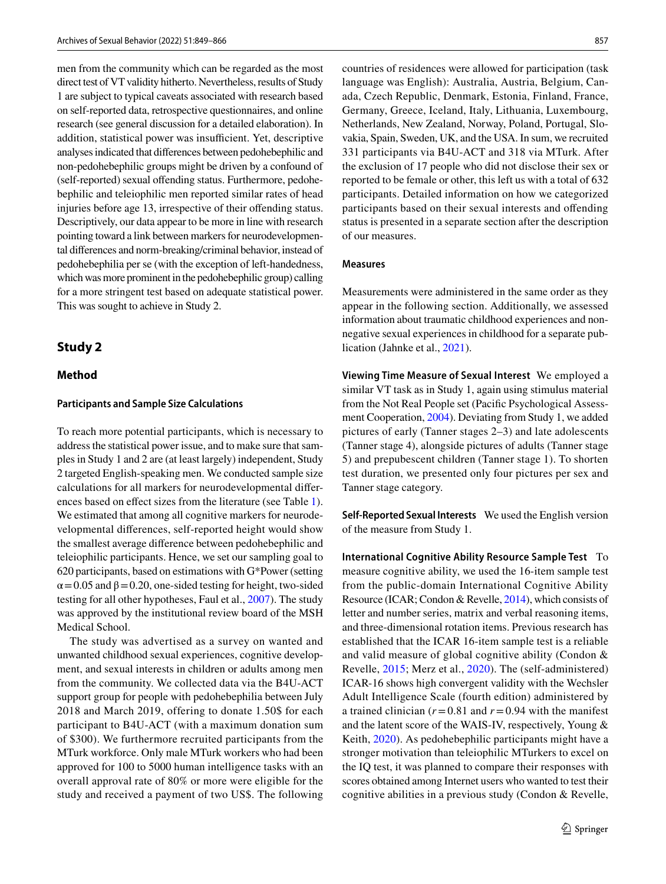men from the community which can be regarded as the most direct test of VT validity hitherto. Nevertheless, results of Study 1 are subject to typical caveats associated with research based on self-reported data, retrospective questionnaires, and online research (see general discussion for a detailed elaboration). In addition, statistical power was insufficient. Yet, descriptive analyses indicated that differences between pedohebephilic and non-pedohebephilic groups might be driven by a confound of (self-reported) sexual offending status. Furthermore, pedohebephilic and teleiophilic men reported similar rates of head injuries before age 13, irrespective of their offending status. Descriptively, our data appear to be more in line with research pointing toward a link between markers for neurodevelopmental differences and norm-breaking/criminal behavior, instead of pedohebephilia per se (with the exception of left-handedness, which was more prominent in the pedohebephilic group) calling for a more stringent test based on adequate statistical power. This was sought to achieve in Study 2.

## Study 2

### Method

#### Participants and Sample Size Calculations

To reach more potential participants, which is necessary to address the statistical power issue, and to make sure that samples in Study 1 and 2 are (at least largely) independent, Study 2 targeted English-speaking men. We conducted sample size calculations for all markers for neurodevelopmental differences based on effect sizes from the literature (see Table 1). We estimated that among all cognitive markers for neurodevelopmental differences, self-reported height would show the smallest average difference between pedohebephilic and teleiophilic participants. Hence, we set our sampling goal to 620 participants, based on estimations with G*Power (setting $\alpha = 0.05$ and $\beta = 0.20$, one-sided testing for height, two-sided testing for all other hypotheses, Faul et al., 2007). The study was approved by the institutional review board of the MSH Medical School.

The study was advertised as a survey on wanted and unwanted childhood sexual experiences, cognitive development, and sexual interests in children or adults among men from the community. We collected data via the B4U-ACT support group for people with pedohebephilia between July 2018 and March 2019, offering to donate 1.50$ for each participant to B4U-ACT (with a maximum donation sum of $300). We furthermore recruited participants from the MTurk workforce. Only male MTurk workers who had been approved for 100 to 5000 human intelligence tasks with an overall approval rate of 80% or more were eligible for the study and received a payment of two US$. The following countries of residences were allowed for participation (task language was English): Australia, Austria, Belgium, Canada, Czech Republic, Denmark, Estonia, Finland, France, Germany, Greece, Iceland, Italy, Lithuania, Luxembourg, Netherlands, New Zealand, Norway, Poland, Portugal, Slovakia, Spain, Sweden, UK, and the USA. In sum, we recruited 331 participants via B4U-ACT and 318 via MTurk. After the exclusion of 17 people who did not disclose their sex or reported to be female or other, this left us with a total of 632 participants. Detailed information on how we categorized participants based on their sexual interests and offending status is presented in a separate section after the description of our measures.

#### Measures

Measurements were administered in the same order as they appear in the following section. Additionally, we assessed information about traumatic childhood experiences and non-negative sexual experiences in childhood for a separate publication (Jahnke et al., 2021).

**Viewing Time Measure of Sexual Interest** We employed a similar VT task as in Study 1, again using stimulus material from the Not Real People set (Pacific Psychological Assessment Cooperation, 2004). Deviating from Study 1, we added pictures of early (Tanner stages 2–3) and late adolescents (Tanner stage 4), alongside pictures of adults (Tanner stage 5) and prepubescent children (Tanner stage 1). To shorten test duration, we presented only four pictures per sex and Tanner stage category.

**Self-Reported Sexual Interests** We used the English version of the measure from Study 1.

**International Cognitive Ability Resource Sample Test** To measure cognitive ability, we used the 16-item sample test from the public-domain International Cognitive Ability Resource (ICAR; Condon & Revelle, 2014), which consists of letter and number series, matrix and verbal reasoning items, and three-dimensional rotation items. Previous research has established that the ICAR 16-item sample test is a reliable and valid measure of global cognitive ability (Condon & Revelle, 2015; Merz et al., 2020). The (self-administered) ICAR-16 shows high convergent validity with the Wechsler Adult Intelligence Scale (fourth edition) administered by a trained clinician ($r = 0.81$ and $r = 0.94$ with the manifest and the latent score of the WAIS-IV, respectively, Young & Keith, 2020). As pedohebephilic participants might have a stronger motivation than teleiophilic MTurkers to excel on the IQ test, it was planned to compare their responses with scores obtained among Internet users who wanted to test their cognitive abilities in a previous study (Condon & Revelle,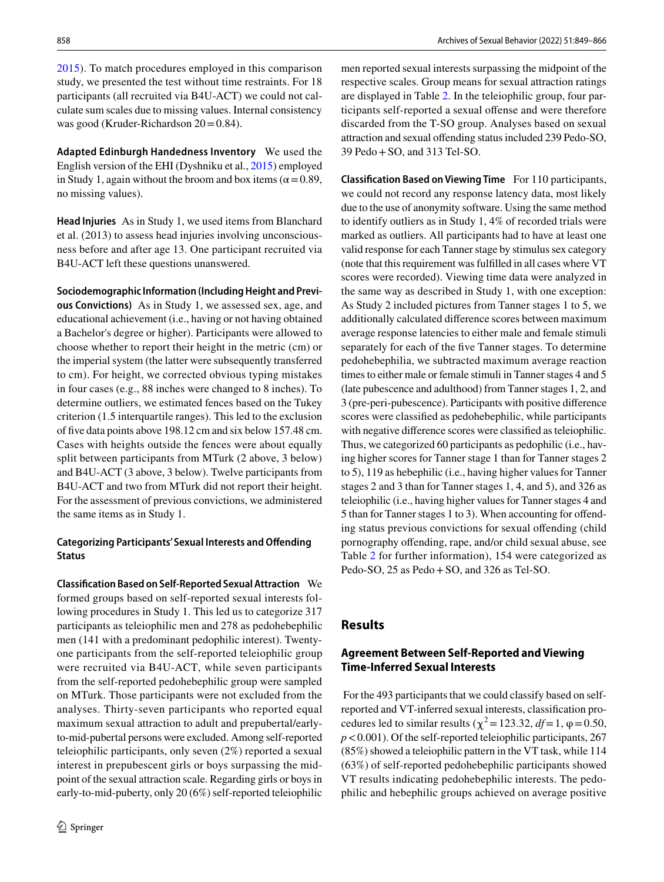2015). To match procedures employed in this comparison study, we presented the test without time restraints. For 18 participants (all recruited via B4U-ACT) we could not calculate sum scales due to missing values. Internal consistency was good (Kruder-Richardson 20 = 0.84).

**Adapted Edinburgh Handedness Inventory** We used the English version of the EHI (Dyshniku et al., 2015) employed in Study 1, again without the broom and box items ($\alpha = 0.89$, no missing values).

**Head Injuries** As in Study 1, we used items from Blanchard et al. (2013) to assess head injuries involving unconsciousness before and after age 13. One participant recruited via B4U-ACT left these questions unanswered.

**Sociodemographic Information (Including Height and Previous Convictions)** As in Study 1, we assessed sex, age, and educational achievement (i.e., having or not having obtained a Bachelor's degree or higher). Participants were allowed to choose whether to report their height in the metric (cm) or the imperial system (the latter were subsequently transferred to cm). For height, we corrected obvious typing mistakes in four cases (e.g., 88 inches were changed to 8 inches). To determine outliers, we estimated fences based on the Tukey criterion (1.5 interquartile ranges). This led to the exclusion of five data points above 198.12 cm and six below 157.48 cm. Cases with heights outside the fences were about equally split between participants from MTurk (2 above, 3 below) and B4U-ACT (3 above, 3 below). Twelve participants from B4U-ACT and two from MTurk did not report their height. For the assessment of previous convictions, we administered the same items as in Study 1.

### Categorizing Participants' Sexual Interests and Offending Status

**Classification Based on Self-Reported Sexual Attraction** We formed groups based on self-reported sexual interests following procedures in Study 1. This led us to categorize 317 participants as teleiophilic men and 278 as pedohebephilic men (141 with a predominant pedophilic interest). Twenty-one participants from the self-reported teleiophilic group were recruited via B4U-ACT, while seven participants from the self-reported pedohebephilic group were sampled on MTurk. Those participants were not excluded from the analyses. Thirty-seven participants who reported equal maximum sexual attraction to adult and prepubertal/early-to-mid-pubertal persons were excluded. Among self-reported teleiophilic participants, only seven (2%) reported a sexual interest in prepubescent girls or boys surpassing the midpoint of the sexual attraction scale. Regarding girls or boys in early-to-mid-puberty, only 20 (6%) self-reported teleiophilic men reported sexual interests surpassing the midpoint of the respective scales. Group means for sexual attraction ratings are displayed in Table 2. In the teleiophilic group, four participants self-reported a sexual offense and were therefore discarded from the T-SO group. Analyses based on sexual attraction and sexual offending status included 239 Pedo-SO, 39 Pedo + SO, and 313 Tel-SO.

**Classification Based on Viewing Time** For 110 participants, we could not record any response latency data, most likely due to the use of anonymity software. Using the same method to identify outliers as in Study 1, 4% of recorded trials were marked as outliers. All participants had to have at least one valid response for each Tanner stage by stimulus sex category (note that this requirement was fulfilled in all cases where VT scores were recorded). Viewing time data were analyzed in the same way as described in Study 1, with one exception: As Study 2 included pictures from Tanner stages 1 to 5, we additionally calculated difference scores between maximum average response latencies to either male and female stimuli separately for each of the five Tanner stages. To determine pedohebephilia, we subtracted maximum average reaction times to either male or female stimuli in Tanner stages 4 and 5 (late pubescence and adulthood) from Tanner stages 1, 2, and 3 (pre-peri-pubescence). Participants with positive difference scores were classified as pedohebephilic, while participants with negative difference scores were classified as teleiophilic. Thus, we categorized 60 participants as pedophilic (i.e., having higher scores for Tanner stage 1 than for Tanner stages 2 to 5), 119 as hebephilic (i.e., having higher values for Tanner stages 2 and 3 than for Tanner stages 1, 4, and 5), and 326 as teleiophilic (i.e., having higher values for Tanner stages 4 and 5 than for Tanner stages 1 to 3). When accounting for offending status previous convictions for sexual offending (child pornography offending, rape, and/or child sexual abuse, see Table 2 for further information), 154 were categorized as Pedo-SO, 25 as Pedo + SO, and 326 as Tel-SO.

## Results

### Agreement Between Self-Reported and Viewing Time-Inferred Sexual Interests

For the 493 participants that we could classify based on self-reported and VT-inferred sexual interests, classification procedures led to similar results ($\chi^2 = 123.32$, $df = 1$, $\varphi = 0.50$, $p < 0.001$). Of the self-reported teleiophilic participants, 267 (85%) showed a teleiophilic pattern in the VT task, while 114 (63%) of self-reported pedohebephilic participants showed VT results indicating pedohebephilic interests. The pedophilic and hebephilic groups achieved on average positive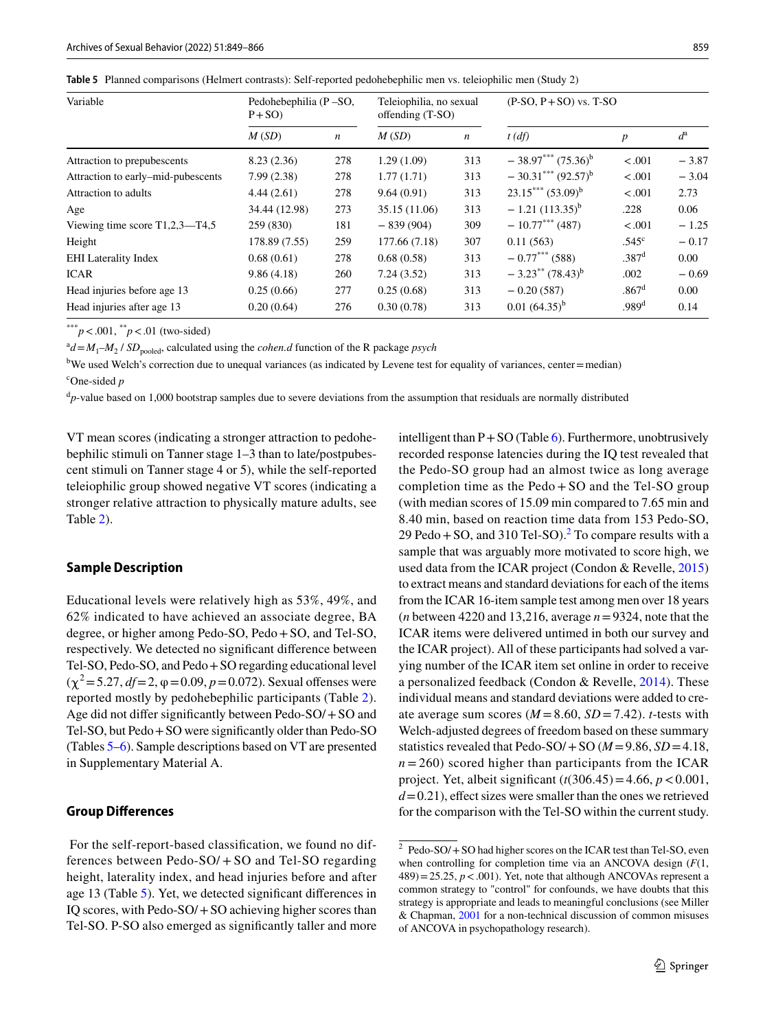**Table 5** Planned comparisons (Helmert contrasts): Self-reported pedohebephilic men vs. teleiophilic men (Study 2)

| Variable | Pedohebephilia (P –SO, P + SO) | | Teleiophilia, no sexual offending (T-SO) | | (P-SO, P + SO) vs. T-SO | | |
|---|---|---|---|---|---|---|---|
| | *M* (*SD*) | *n* | *M* (*SD*) | *n* | *t* (*df*) | *p* | $d^a$ |
| Attraction to prepubescents | 8.23 (2.36) | 278 | 1.29 (1.09) | 313 | $-38.97^{***}$ $(75.36)^b$ | <.001 | −3.87 |
| Attraction to early–mid-pubescents | 7.99 (2.38) | 278 | 1.77 (1.71) | 313 | $-30.31^{***}$ $(92.57)^b$ | <.001 | −3.04 |
| Attraction to adults | 4.44 (2.61) | 278 | 9.64 (0.91) | 313 | $23.15^{***}$ $(53.09)^b$ | <.001 | 2.73 |
| Age | 34.44 (12.98) | 273 | 35.15 (11.06) | 313 | $-1.21$ $(113.35)^b$ | .228 | 0.06 |
| Viewing time score T1,2,3—T4,5 | 259 (830) | 181 | −839 (904) | 309 | $-10.77^{***}$ (487) | <.001 | −1.25 |
| Height | 178.89 (7.55) | 259 | 177.66 (7.18) | 307 | 0.11 (563) | $.545^c$ | −0.17 |
| EHI Laterality Index | 0.68 (0.61) | 278 | 0.68 (0.58) | 313 | $-0.77^{***}$ (588) | $.387^d$ | 0.00 |
| ICAR | 9.86 (4.18) | 260 | 7.24 (3.52) | 313 | $-3.23^{**}$ $(78.43)^b$ | .002 | −0.69 |
| Head injuries before age 13 | 0.25 (0.66) | 277 | 0.25 (0.68) | 313 | −0.20 (587) | $.867^d$ | 0.00 |
| Head injuries after age 13 | 0.20 (0.64) | 276 | 0.30 (0.78) | 313 | 0.01 $(64.35)^b$ | $.989^d$ | 0.14 |

$^{***}p<.001$, $^{**}p<.01$ (two-sided)

$^a d = M_1 – M_2 / SD_{pooled}$, calculated using the *cohen.d* function of the R package *psych*

$^b$We used Welch's correction due to unequal variances (as indicated by Levene test for equality of variances, center = median)

$^c$One-sided *p*

$^d$*p*-value based on 1,000 bootstrap samples due to severe deviations from the assumption that residuals are normally distributed

VT mean scores (indicating a stronger attraction to pedohebephilic stimuli on Tanner stage 1–3 than to late/postpubescent stimuli on Tanner stage 4 or 5), while the self-reported teleiophilic group showed negative VT scores (indicating a stronger relative attraction to physically mature adults, see Table 2).

## Sample Description

Educational levels were relatively high as 53%, 49%, and 62% indicated to have achieved an associate degree, BA degree, or higher among Pedo-SO, Pedo + SO, and Tel-SO, respectively. We detected no significant difference between Tel-SO, Pedo-SO, and Pedo + SO regarding educational level ($\chi^2 = 5.27$, $df = 2$, $\varphi = 0.09$, $p = 0.072$). Sexual offenses were reported mostly by pedohebephilic participants (Table 2). Age did not differ significantly between Pedo-SO/+SO and Tel-SO, but Pedo + SO were significantly older than Pedo-SO (Tables 5–6). Sample descriptions based on VT are presented in Supplementary Material A.

## Group Differences

For the self-report-based classification, we found no differences between Pedo-SO/+SO and Tel-SO regarding height, laterality index, and head injuries before and after age 13 (Table 5). Yet, we detected significant differences in IQ scores, with Pedo-SO/+SO achieving higher scores than Tel-SO. P-SO also emerged as significantly taller and more intelligent than P + SO (Table 6). Furthermore, unobtrusively recorded response latencies during the IQ test revealed that the Pedo-SO group had an almost twice as long average completion time as the Pedo + SO and the Tel-SO group (with median scores of 15.09 min compared to 7.65 min and 8.40 min, based on reaction time data from 153 Pedo-SO, 29 Pedo + SO, and 310 Tel-SO).[2] To compare results with a sample that was arguably more motivated to score high, we used data from the ICAR project (Condon & Revelle, 2015) to extract means and standard deviations for each of the items from the ICAR 16-item sample test among men over 18 years (*n* between 4220 and 13,216, average *n* = 9324, note that the ICAR items were delivered untimed in both our survey and the ICAR project). All of these participants had solved a varying number of the ICAR item set online in order to receive a personalized feedback (Condon & Revelle, 2014). These individual means and standard deviations were added to create average sum scores ($M = 8.60$, $SD = 7.42$). *t*-tests with Welch-adjusted degrees of freedom based on these summary statistics revealed that Pedo-SO/+SO ($M = 9.86$, $SD = 4.18$, $n = 260$) scored higher than participants from the ICAR project. Yet, albeit significant ($t(306.45) = 4.66$, $p < 0.001$, $d = 0.21$), effect sizes were smaller than the ones we retrieved for the comparison with the Tel-SO within the current study.

[2] Pedo-SO/+SO had higher scores on the ICAR test than Tel-SO, even when controlling for completion time via an ANCOVA design ($F(1, 489) = 25.25$, $p < .001$). Yet, note that although ANCOVAs represent a common strategy to "control" for confounds, we have doubts that this strategy is appropriate and leads to meaningful conclusions (see Miller & Chapman, 2001 for a non-technical discussion of common misuses of ANCOVA in psychopathology research).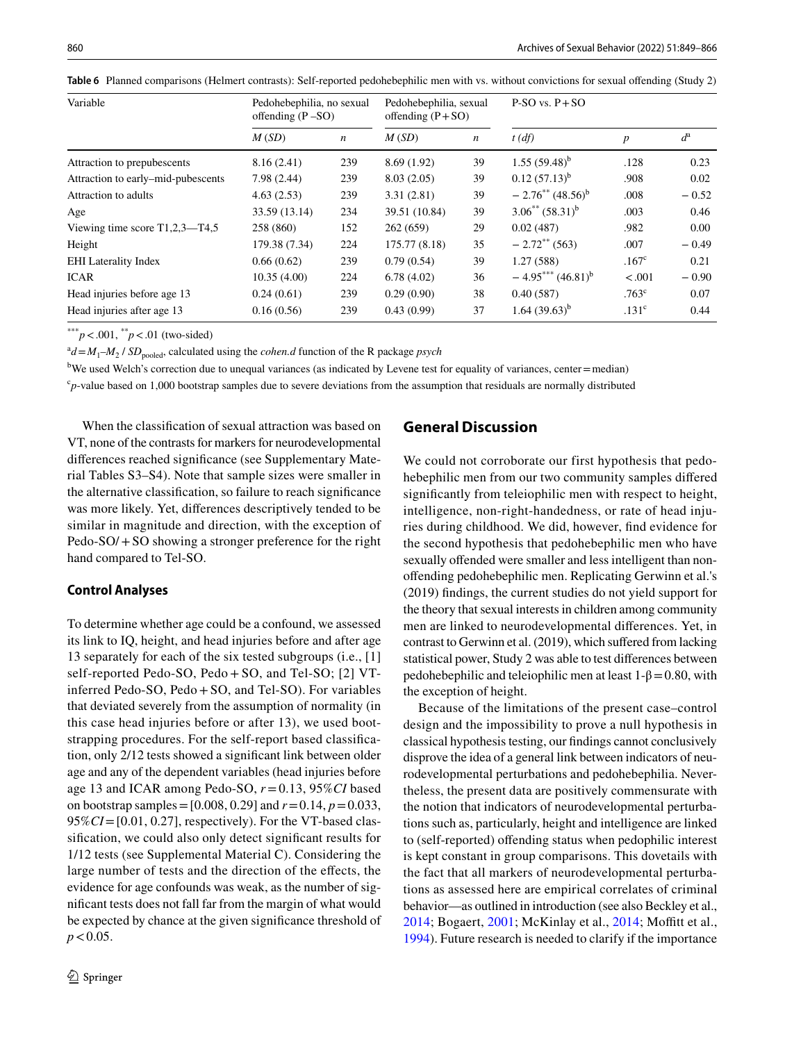**Table 6** Planned comparisons (Helmert contrasts): Self-reported pedohebephilic men with vs. without convictions for sexual offending (Study 2)

| Variable | Pedohebephilia, no sexual offending (P –SO) | | Pedohebephilia, sexual offending (P + SO) | | P-SO vs. P + SO | | |
|---|---|---|---|---|---|---|---|
| | *M* (*SD*) | *n* | *M* (*SD*) | *n* | *t* (*df*) | *p* | *d*[a] |
| Attraction to prepubescents | 8.16 (2.41) | 239 | 8.69 (1.92) | 39 | 1.55 (59.48)[b] | .128 | 0.23 |
| Attraction to early–mid-pubescents | 7.98 (2.44) | 239 | 8.03 (2.05) | 39 | 0.12 (57.13)[b] | .908 | 0.02 |
| Attraction to adults | 4.63 (2.53) | 239 | 3.31 (2.81) | 39 | − 2.76** (48.56)[b] | .008 | − 0.52 |
| Age | 33.59 (13.14) | 234 | 39.51 (10.84) | 39 | 3.06** (58.31)[b] | .003 | 0.46 |
| Viewing time score T1,2,3—T4,5 | 258 (860) | 152 | 262 (659) | 29 | 0.02 (487) | .982 | 0.00 |
| Height | 179.38 (7.34) | 224 | 175.77 (8.18) | 35 | − 2.72** (563) | .007 | − 0.49 |
| EHI Laterality Index | 0.66 (0.62) | 239 | 0.79 (0.54) | 39 | 1.27 (588) | .167[c] | 0.21 |
| ICAR | 10.35 (4.00) | 224 | 6.78 (4.02) | 36 | − 4.95*** (46.81)[b] | <.001 | − 0.90 |
| Head injuries before age 13 | 0.24 (0.61) | 239 | 0.29 (0.90) | 38 | 0.40 (587) | .763[c] | 0.07 |
| Head injuries after age 13 | 0.16 (0.56) | 239 | 0.43 (0.99) | 37 | 1.64 (39.63)[b] | .131[c] | 0.44 |

***$p < .001$, **$p < .01$ (two-sided)

[a] $d = M_1 – M_2 / SD_{pooled}$, calculated using the *cohen.d* function of the R package *psych*

[b] We used Welch's correction due to unequal variances (as indicated by Levene test for equality of variances, center = median)

[c] *p*-value based on 1,000 bootstrap samples due to severe deviations from the assumption that residuals are normally distributed

When the classification of sexual attraction was based on VT, none of the contrasts for markers for neurodevelopmental differences reached significance (see Supplementary Material Tables S3–S4). Note that sample sizes were smaller in the alternative classification, so failure to reach significance was more likely. Yet, differences descriptively tended to be similar in magnitude and direction, with the exception of Pedo-SO/ + SO showing a stronger preference for the right hand compared to Tel-SO.

### Control Analyses

To determine whether age could be a confound, we assessed its link to IQ, height, and head injuries before and after age 13 separately for each of the six tested subgroups (i.e., [1] self-reported Pedo-SO, Pedo + SO, and Tel-SO; [2] VT-inferred Pedo-SO, Pedo + SO, and Tel-SO). For variables that deviated severely from the assumption of normality (in this case head injuries before or after 13), we used bootstrapping procedures. For the self-report based classification, only 2/12 tests showed a significant link between older age and any of the dependent variables (head injuries before age 13 and ICAR among Pedo-SO, $r = 0.13$, 95%*CI* based on bootstrap samples = [0.008, 0.29] and $r = 0.14$, $p = 0.033$, 95%*CI* = [0.01, 0.27], respectively). For the VT-based classification, we could also only detect significant results for 1/12 tests (see Supplemental Material C). Considering the large number of tests and the direction of the effects, the evidence for age confounds was weak, as the number of significant tests does not fall far from the margin of what would be expected by chance at the given significance threshold of $p < 0.05$.

## General Discussion

We could not corroborate our first hypothesis that pedohebephilic men from our two community samples differed significantly from teleiophilic men with respect to height, intelligence, non-right-handedness, or rate of head injuries during childhood. We did, however, find evidence for the second hypothesis that pedohebephilic men who have sexually offended were smaller and less intelligent than non-offending pedohebephilic men. Replicating Gerwinn et al.'s (2019) findings, the current studies do not yield support for the theory that sexual interests in children among community men are linked to neurodevelopmental differences. Yet, in contrast to Gerwinn et al. (2019), which suffered from lacking statistical power, Study 2 was able to test differences between pedohebephilic and teleiophilic men at least $1\text{-}\beta = 0.80$, with the exception of height.

Because of the limitations of the present case–control design and the impossibility to prove a null hypothesis in classical hypothesis testing, our findings cannot conclusively disprove the idea of a general link between indicators of neurodevelopmental perturbations and pedohebephilia. Nevertheless, the present data are positively commensurate with the notion that indicators of neurodevelopmental perturbations such as, particularly, height and intelligence are linked to (self-reported) offending status when pedophilic interest is kept constant in group comparisons. This dovetails with the fact that all markers of neurodevelopmental perturbations as assessed here are empirical correlates of criminal behavior—as outlined in introduction (see also Beckley et al., 2014; Bogaert, 2001; McKinlay et al., 2014; Moffitt et al., 1994). Future research is needed to clarify if the importance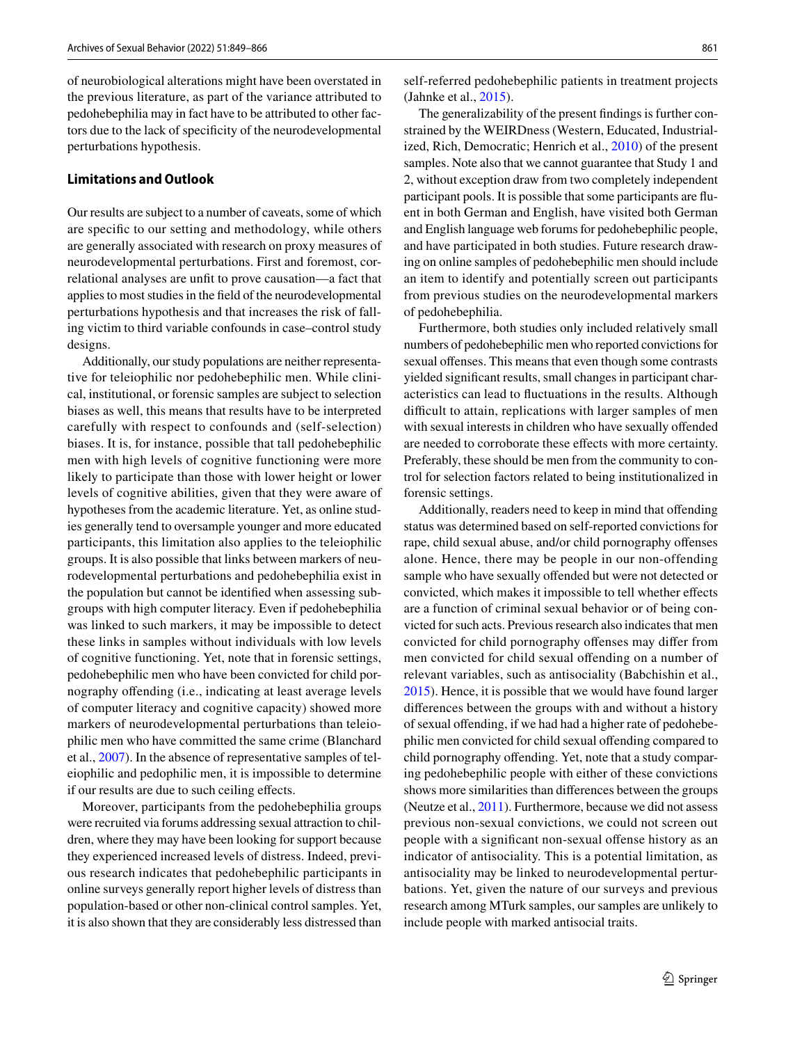of neurobiological alterations might have been overstated in the previous literature, as part of the variance attributed to pedohebephilia may in fact have to be attributed to other factors due to the lack of specificity of the neurodevelopmental perturbations hypothesis.

## Limitations and Outlook

Our results are subject to a number of caveats, some of which are specific to our setting and methodology, while others are generally associated with research on proxy measures of neurodevelopmental perturbations. First and foremost, correlational analyses are unfit to prove causation—a fact that applies to most studies in the field of the neurodevelopmental perturbations hypothesis and that increases the risk of falling victim to third variable confounds in case–control study designs.

Additionally, our study populations are neither representative for teleiophilic nor pedohebephilic men. While clinical, institutional, or forensic samples are subject to selection biases as well, this means that results have to be interpreted carefully with respect to confounds and (self-selection) biases. It is, for instance, possible that tall pedohebephilic men with high levels of cognitive functioning were more likely to participate than those with lower height or lower levels of cognitive abilities, given that they were aware of hypotheses from the academic literature. Yet, as online studies generally tend to oversample younger and more educated participants, this limitation also applies to the teleiophilic groups. It is also possible that links between markers of neurodevelopmental perturbations and pedohebephilia exist in the population but cannot be identified when assessing subgroups with high computer literacy. Even if pedohebephilia was linked to such markers, it may be impossible to detect these links in samples without individuals with low levels of cognitive functioning. Yet, note that in forensic settings, pedohebephilic men who have been convicted for child pornography offending (i.e., indicating at least average levels of computer literacy and cognitive capacity) showed more markers of neurodevelopmental perturbations than teleiophilic men who have committed the same crime (Blanchard et al., 2007). In the absence of representative samples of teleiophilic and pedophilic men, it is impossible to determine if our results are due to such ceiling effects.

Moreover, participants from the pedohebephilia groups were recruited via forums addressing sexual attraction to children, where they may have been looking for support because they experienced increased levels of distress. Indeed, previous research indicates that pedohebephilic participants in online surveys generally report higher levels of distress than population-based or other non-clinical control samples. Yet, it is also shown that they are considerably less distressed than self-referred pedohebephilic patients in treatment projects (Jahnke et al., 2015).

The generalizability of the present findings is further constrained by the WEIRDness (Western, Educated, Industrialized, Rich, Democratic; Henrich et al., 2010) of the present samples. Note also that we cannot guarantee that Study 1 and 2, without exception draw from two completely independent participant pools. It is possible that some participants are fluent in both German and English, have visited both German and English language web forums for pedohebephilic people, and have participated in both studies. Future research drawing on online samples of pedohebephilic men should include an item to identify and potentially screen out participants from previous studies on the neurodevelopmental markers of pedohebephilia.

Furthermore, both studies only included relatively small numbers of pedohebephilic men who reported convictions for sexual offenses. This means that even though some contrasts yielded significant results, small changes in participant characteristics can lead to fluctuations in the results. Although difficult to attain, replications with larger samples of men with sexual interests in children who have sexually offended are needed to corroborate these effects with more certainty. Preferably, these should be men from the community to control for selection factors related to being institutionalized in forensic settings.

Additionally, readers need to keep in mind that offending status was determined based on self-reported convictions for rape, child sexual abuse, and/or child pornography offenses alone. Hence, there may be people in our non-offending sample who have sexually offended but were not detected or convicted, which makes it impossible to tell whether effects are a function of criminal sexual behavior or of being convicted for such acts. Previous research also indicates that men convicted for child pornography offenses may differ from men convicted for child sexual offending on a number of relevant variables, such as antisociality (Babchishin et al., 2015). Hence, it is possible that we would have found larger differences between the groups with and without a history of sexual offending, if we had had a higher rate of pedohebephilic men convicted for child sexual offending compared to child pornography offending. Yet, note that a study comparing pedohebephilic people with either of these convictions shows more similarities than differences between the groups (Neutze et al., 2011). Furthermore, because we did not assess previous non-sexual convictions, we could not screen out people with a significant non-sexual offense history as an indicator of antisociality. This is a potential limitation, as antisociality may be linked to neurodevelopmental perturbations. Yet, given the nature of our surveys and previous research among MTurk samples, our samples are unlikely to include people with marked antisocial traits.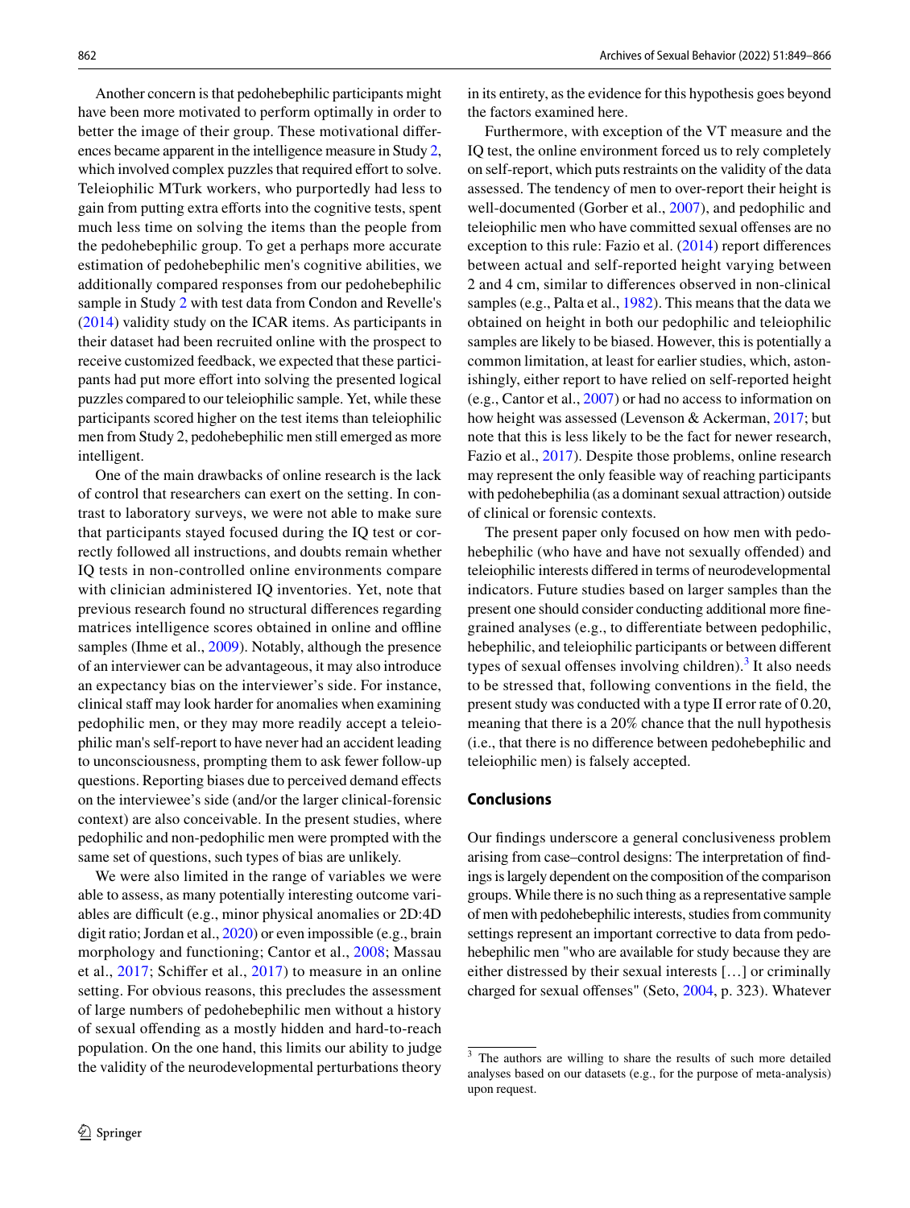Another concern is that pedohebephilic participants might have been more motivated to perform optimally in order to better the image of their group. These motivational differences became apparent in the intelligence measure in Study 2, which involved complex puzzles that required effort to solve. Teleiophilic MTurk workers, who purportedly had less to gain from putting extra efforts into the cognitive tests, spent much less time on solving the items than the people from the pedohebephilic group. To get a perhaps more accurate estimation of pedohebephilic men's cognitive abilities, we additionally compared responses from our pedohebephilic sample in Study 2 with test data from Condon and Revelle's (2014) validity study on the ICAR items. As participants in their dataset had been recruited online with the prospect to receive customized feedback, we expected that these participants had put more effort into solving the presented logical puzzles compared to our teleiophilic sample. Yet, while these participants scored higher on the test items than teleiophilic men from Study 2, pedohebephilic men still emerged as more intelligent.

One of the main drawbacks of online research is the lack of control that researchers can exert on the setting. In contrast to laboratory surveys, we were not able to make sure that participants stayed focused during the IQ test or correctly followed all instructions, and doubts remain whether IQ tests in non-controlled online environments compare with clinician administered IQ inventories. Yet, note that previous research found no structural differences regarding matrices intelligence scores obtained in online and offline samples (Ihme et al., 2009). Notably, although the presence of an interviewer can be advantageous, it may also introduce an expectancy bias on the interviewer's side. For instance, clinical staff may look harder for anomalies when examining pedophilic men, or they may more readily accept a teleiophilic man's self-report to have never had an accident leading to unconsciousness, prompting them to ask fewer follow-up questions. Reporting biases due to perceived demand effects on the interviewee's side (and/or the larger clinical-forensic context) are also conceivable. In the present studies, where pedophilic and non-pedophilic men were prompted with the same set of questions, such types of bias are unlikely.

We were also limited in the range of variables we were able to assess, as many potentially interesting outcome variables are difficult (e.g., minor physical anomalies or 2D:4D digit ratio; Jordan et al., 2020) or even impossible (e.g., brain morphology and functioning; Cantor et al., 2008; Massau et al., 2017; Schiffer et al., 2017) to measure in an online setting. For obvious reasons, this precludes the assessment of large numbers of pedohebephilic men without a history of sexual offending as a mostly hidden and hard-to-reach population. On the one hand, this limits our ability to judge the validity of the neurodevelopmental perturbations theory in its entirety, as the evidence for this hypothesis goes beyond the factors examined here.

Furthermore, with exception of the VT measure and the IQ test, the online environment forced us to rely completely on self-report, which puts restraints on the validity of the data assessed. The tendency of men to over-report their height is well-documented (Gorber et al., 2007), and pedophilic and teleiophilic men who have committed sexual offenses are no exception to this rule: Fazio et al. (2014) report differences between actual and self-reported height varying between 2 and 4 cm, similar to differences observed in non-clinical samples (e.g., Palta et al., 1982). This means that the data we obtained on height in both our pedophilic and teleiophilic samples are likely to be biased. However, this is potentially a common limitation, at least for earlier studies, which, astonishingly, either report to have relied on self-reported height (e.g., Cantor et al., 2007) or had no access to information on how height was assessed (Levenson & Ackerman, 2017; but note that this is less likely to be the fact for newer research, Fazio et al., 2017). Despite those problems, online research may represent the only feasible way of reaching participants with pedohebephilia (as a dominant sexual attraction) outside of clinical or forensic contexts.

The present paper only focused on how men with pedohebephilic (who have and have not sexually offended) and teleiophilic interests differed in terms of neurodevelopmental indicators. Future studies based on larger samples than the present one should consider conducting additional more fine-grained analyses (e.g., to differentiate between pedophilic, hebephilic, and teleiophilic participants or between different types of sexual offenses involving children).[3] It also needs to be stressed that, following conventions in the field, the present study was conducted with a type II error rate of 0.20, meaning that there is a 20% chance that the null hypothesis (i.e., that there is no difference between pedohebephilic and teleiophilic men) is falsely accepted.

## Conclusions

Our findings underscore a general conclusiveness problem arising from case–control designs: The interpretation of findings is largely dependent on the composition of the comparison groups. While there is no such thing as a representative sample of men with pedohebephilic interests, studies from community settings represent an important corrective to data from pedohebephilic men "who are available for study because they are either distressed by their sexual interests […] or criminally charged for sexual offenses" (Seto, 2004, p. 323). Whatever

[3] The authors are willing to share the results of such more detailed analyses based on our datasets (e.g., for the purpose of meta-analysis) upon request.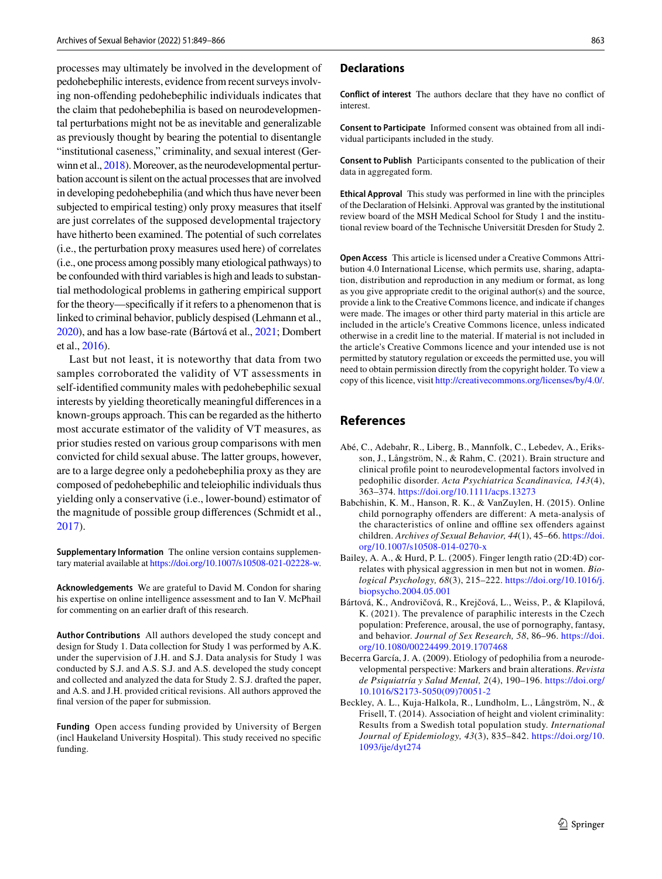processes may ultimately be involved in the development of pedohebephilic interests, evidence from recent surveys involving non-offending pedohebephilic individuals indicates that the claim that pedohebephilia is based on neurodevelopmental perturbations might not be as inevitable and generalizable as previously thought by bearing the potential to disentangle "institutional caseness," criminality, and sexual interest (Gerwinn et al., 2018). Moreover, as the neurodevelopmental perturbation account is silent on the actual processes that are involved in developing pedohebephilia (and which thus have never been subjected to empirical testing) only proxy measures that itself are just correlates of the supposed developmental trajectory have hitherto been examined. The potential of such correlates (i.e., the perturbation proxy measures used here) of correlates (i.e., one process among possibly many etiological pathways) to be confounded with third variables is high and leads to substantial methodological problems in gathering empirical support for the theory—specifically if it refers to a phenomenon that is linked to criminal behavior, publicly despised (Lehmann et al., 2020), and has a low base-rate (Bártová et al., 2021; Dombert et al., 2016).

Last but not least, it is noteworthy that data from two samples corroborated the validity of VT assessments in self-identified community males with pedohebephilic sexual interests by yielding theoretically meaningful differences in a known-groups approach. This can be regarded as the hitherto most accurate estimator of the validity of VT measures, as prior studies rested on various group comparisons with men convicted for child sexual abuse. The latter groups, however, are to a large degree only a pedohebephilia proxy as they are composed of pedohebephilic and teleiophilic individuals thus yielding only a conservative (i.e., lower-bound) estimator of the magnitude of possible group differences (Schmidt et al., 2017).

**Supplementary Information** The online version contains supplementary material available at https://doi.org/10.1007/s10508-021-02228-w.

**Acknowledgements** We are grateful to David M. Condon for sharing his expertise on online intelligence assessment and to Ian V. McPhail for commenting on an earlier draft of this research.

**Author Contributions** All authors developed the study concept and design for Study 1. Data collection for Study 1 was performed by A.K. under the supervision of J.H. and S.J. Data analysis for Study 1 was conducted by S.J. and A.S. S.J. and A.S. developed the study concept and collected and analyzed the data for Study 2. S.J. drafted the paper, and A.S. and J.H. provided critical revisions. All authors approved the final version of the paper for submission.

**Funding** Open access funding provided by University of Bergen (incl Haukeland University Hospital). This study received no specific funding.

## Declarations

**Conflict of interest** The authors declare that they have no conflict of interest.

**Consent to Participate** Informed consent was obtained from all individual participants included in the study.

**Consent to Publish** Participants consented to the publication of their data in aggregated form.

**Ethical Approval** This study was performed in line with the principles of the Declaration of Helsinki. Approval was granted by the institutional review board of the MSH Medical School for Study 1 and the institutional review board of the Technische Universität Dresden for Study 2.

**Open Access** This article is licensed under a Creative Commons Attribution 4.0 International License, which permits use, sharing, adaptation, distribution and reproduction in any medium or format, as long as you give appropriate credit to the original author(s) and the source, provide a link to the Creative Commons licence, and indicate if changes were made. The images or other third party material in this article are included in the article's Creative Commons licence, unless indicated otherwise in a credit line to the material. If material is not included in the article's Creative Commons licence and your intended use is not permitted by statutory regulation or exceeds the permitted use, you will need to obtain permission directly from the copyright holder. To view a copy of this licence, visit http://creativecommons.org/licenses/by/4.0/.

## References

Abé, C., Adebahr, R., Liberg, B., Mannfolk, C., Lebedev, A., Eriksson, J., Långström, N., & Rahm, C. (2021). Brain structure and clinical profile point to neurodevelopmental factors involved in pedophilic disorder. *Acta Psychiatrica Scandinavica, 143*(4), 363–374. https://doi.org/10.1111/acps.13273

Babchishin, K. M., Hanson, R. K., & VanZuylen, H. (2015). Online child pornography offenders are different: A meta-analysis of the characteristics of online and offline sex offenders against children. *Archives of Sexual Behavior, 44*(1), 45–66. https://doi.org/10.1007/s10508-014-0270-x

Bailey, A. A., & Hurd, P. L. (2005). Finger length ratio (2D:4D) correlates with physical aggression in men but not in women. *Biological Psychology, 68*(3), 215–222. https://doi.org/10.1016/j.biopsycho.2004.05.001

Bártová, K., Androvičová, R., Krejčová, L., Weiss, P., & Klapilová, K. (2021). The prevalence of paraphilic interests in the Czech population: Preference, arousal, the use of pornography, fantasy, and behavior. *Journal of Sex Research, 58*, 86–96. https://doi.org/10.1080/00224499.2019.1707468

Becerra García, J. A. (2009). Etiology of pedophilia from a neurodevelopmental perspective: Markers and brain alterations. *Revista de Psiquiatría y Salud Mental, 2*(4), 190–196. https://doi.org/10.1016/S2173-5050(09)70051-2

Beckley, A. L., Kuja-Halkola, R., Lundholm, L., Långström, N., & Frisell, T. (2014). Association of height and violent criminality: Results from a Swedish total population study. *International Journal of Epidemiology, 43*(3), 835–842. https://doi.org/10.1093/ije/dyt274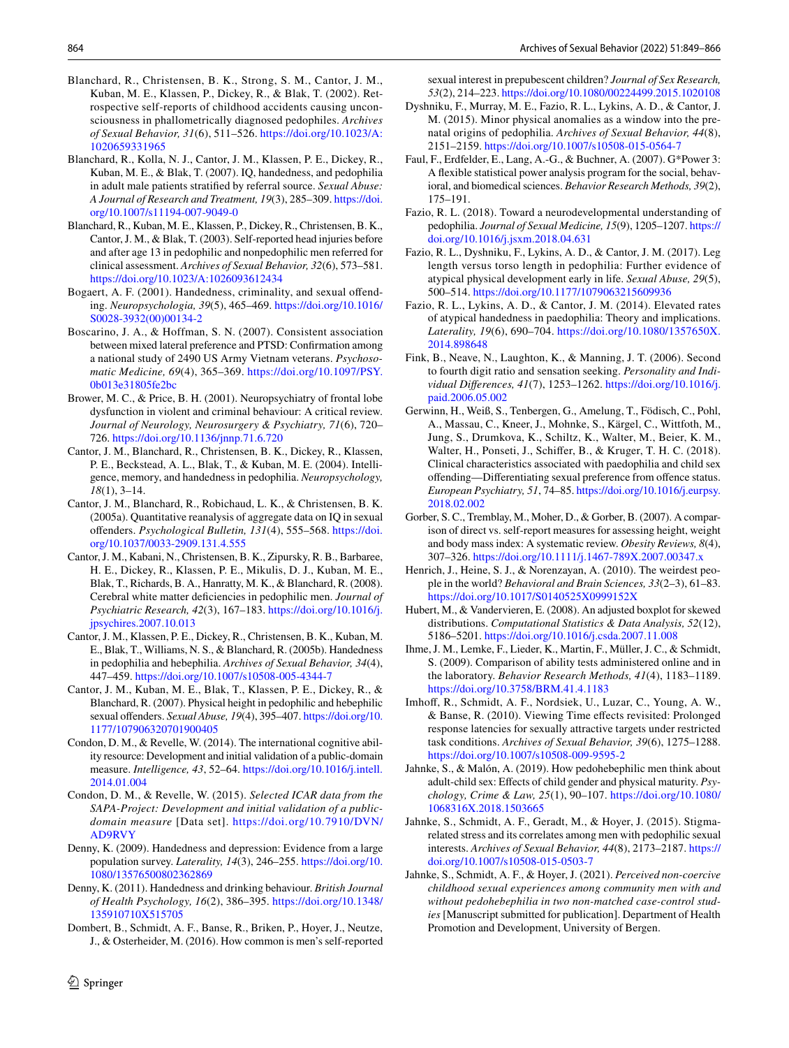Blanchard, R., Christensen, B. K., Strong, S. M., Cantor, J. M., Kuban, M. E., Klassen, P., Dickey, R., & Blak, T. (2002). Retrospective self-reports of childhood accidents causing unconsciousness in phallometrically diagnosed pedophiles. *Archives of Sexual Behavior, 31*(6), 511–526. https://doi.org/10.1023/A:1020659331965

Blanchard, R., Kolla, N. J., Cantor, J. M., Klassen, P. E., Dickey, R., Kuban, M. E., & Blak, T. (2007). IQ, handedness, and pedophilia in adult male patients stratified by referral source. *Sexual Abuse: A Journal of Research and Treatment, 19*(3), 285–309. https://doi.org/10.1007/s11194-007-9049-0

Blanchard, R., Kuban, M. E., Klassen, P., Dickey, R., Christensen, B. K., Cantor, J. M., & Blak, T. (2003). Self-reported head injuries before and after age 13 in pedophilic and nonpedophilic men referred for clinical assessment. *Archives of Sexual Behavior, 32*(6), 573–581. https://doi.org/10.1023/A:1026093612434

Bogaert, A. F. (2001). Handedness, criminality, and sexual offending. *Neuropsychologia, 39*(5), 465–469. https://doi.org/10.1016/S0028-3932(00)00134-2

Boscarino, J. A., & Hoffman, S. N. (2007). Consistent association between mixed lateral preference and PTSD: Confirmation among a national study of 2490 US Army Vietnam veterans. *Psychosomatic Medicine, 69*(4), 365–369. https://doi.org/10.1097/PSY.0b013e31805fe2bc

Brower, M. C., & Price, B. H. (2001). Neuropsychiatry of frontal lobe dysfunction in violent and criminal behaviour: A critical review. *Journal of Neurology, Neurosurgery & Psychiatry, 71*(6), 720–726. https://doi.org/10.1136/jnnp.71.6.720

Cantor, J. M., Blanchard, R., Christensen, B. K., Dickey, R., Klassen, P. E., Beckstead, A. L., Blak, T., & Kuban, M. E. (2004). Intelligence, memory, and handedness in pedophilia. *Neuropsychology, 18*(1), 3–14.

Cantor, J. M., Blanchard, R., Robichaud, L. K., & Christensen, B. K. (2005a). Quantitative reanalysis of aggregate data on IQ in sexual offenders. *Psychological Bulletin, 131*(4), 555–568. https://doi.org/10.1037/0033-2909.131.4.555

Cantor, J. M., Kabani, N., Christensen, B. K., Zipursky, R. B., Barbaree, H. E., Dickey, R., Klassen, P. E., Mikulis, D. J., Kuban, M. E., Blak, T., Richards, B. A., Hanratty, M. K., & Blanchard, R. (2008). Cerebral white matter deficiencies in pedophilic men. *Journal of Psychiatric Research, 42*(3), 167–183. https://doi.org/10.1016/j.jpsychires.2007.10.013

Cantor, J. M., Klassen, P. E., Dickey, R., Christensen, B. K., Kuban, M. E., Blak, T., Williams, N. S., & Blanchard, R. (2005b). Handedness in pedophilia and hebephilia. *Archives of Sexual Behavior, 34*(4), 447–459. https://doi.org/10.1007/s10508-005-4344-7

Cantor, J. M., Kuban, M. E., Blak, T., Klassen, P. E., Dickey, R., & Blanchard, R. (2007). Physical height in pedophilic and hebephilic sexual offenders. *Sexual Abuse, 19*(4), 395–407. https://doi.org/10.1177/107906320701900405

Condon, D. M., & Revelle, W. (2014). The international cognitive ability resource: Development and initial validation of a public-domain measure. *Intelligence, 43*, 52–64. https://doi.org/10.1016/j.intell.2014.01.004

Condon, D. M., & Revelle, W. (2015). *Selected ICAR data from the SAPA-Project: Development and initial validation of a public-domain measure* [Data set]. https://doi.org/10.7910/DVN/AD9RVY

Denny, K. (2009). Handedness and depression: Evidence from a large population survey. *Laterality, 14*(3), 246–255. https://doi.org/10.1080/13576500802362869

Denny, K. (2011). Handedness and drinking behaviour. *British Journal of Health Psychology, 16*(2), 386–395. https://doi.org/10.1348/135910710X515705

Dombert, B., Schmidt, A. F., Banse, R., Briken, P., Hoyer, J., Neutze, J., & Osterheider, M. (2016). How common is men's self-reported sexual interest in prepubescent children? *Journal of Sex Research, 53*(2), 214–223. https://doi.org/10.1080/00224499.2015.1020108

Dyshniku, F., Murray, M. E., Fazio, R. L., Lykins, A. D., & Cantor, J. M. (2015). Minor physical anomalies as a window into the prenatal origins of pedophilia. *Archives of Sexual Behavior, 44*(8), 2151–2159. https://doi.org/10.1007/s10508-015-0564-7

Faul, F., Erdfelder, E., Lang, A.-G., & Buchner, A. (2007). G*Power 3: A flexible statistical power analysis program for the social, behavioral, and biomedical sciences. *Behavior Research Methods, 39*(2), 175–191.

Fazio, R. L. (2018). Toward a neurodevelopmental understanding of pedophilia. *Journal of Sexual Medicine, 15*(9), 1205–1207. https://doi.org/10.1016/j.jsxm.2018.04.631

Fazio, R. L., Dyshniku, F., Lykins, A. D., & Cantor, J. M. (2017). Leg length versus torso length in pedophilia: Further evidence of atypical physical development early in life. *Sexual Abuse, 29*(5), 500–514. https://doi.org/10.1177/1079063215609936

Fazio, R. L., Lykins, A. D., & Cantor, J. M. (2014). Elevated rates of atypical handedness in paedophilia: Theory and implications. *Laterality, 19*(6), 690–704. https://doi.org/10.1080/1357650X.2014.898648

Fink, B., Neave, N., Laughton, K., & Manning, J. T. (2006). Second to fourth digit ratio and sensation seeking. *Personality and Individual Differences, 41*(7), 1253–1262. https://doi.org/10.1016/j.paid.2006.05.002

Gerwinn, H., Weiß, S., Tenbergen, G., Amelung, T., Födisch, C., Pohl, A., Massau, C., Kneer, J., Mohnke, S., Kärgel, C., Wittfoth, M., Jung, S., Drumkova, K., Schiltz, K., Walter, M., Beier, K. M., Walter, H., Ponseti, J., Schiffer, B., & Kruger, T. H. C. (2018). Clinical characteristics associated with paedophilia and child sex offending—Differentiating sexual preference from offence status. *European Psychiatry, 51*, 74–85. https://doi.org/10.1016/j.eurpsy.2018.02.002

Gorber, S. C., Tremblay, M., Moher, D., & Gorber, B. (2007). A comparison of direct vs. self-report measures for assessing height, weight and body mass index: A systematic review. *Obesity Reviews, 8*(4), 307–326. https://doi.org/10.1111/j.1467-789X.2007.00347.x

Henrich, J., Heine, S. J., & Norenzayan, A. (2010). The weirdest people in the world? *Behavioral and Brain Sciences, 33*(2–3), 61–83. https://doi.org/10.1017/S0140525X0999152X

Hubert, M., & Vandervieren, E. (2008). An adjusted boxplot for skewed distributions. *Computational Statistics & Data Analysis, 52*(12), 5186–5201. https://doi.org/10.1016/j.csda.2007.11.008

Ihme, J. M., Lemke, F., Lieder, K., Martin, F., Müller, J. C., & Schmidt, S. (2009). Comparison of ability tests administered online and in the laboratory. *Behavior Research Methods, 41*(4), 1183–1189. https://doi.org/10.3758/BRM.41.4.1183

Imhoff, R., Schmidt, A. F., Nordsiek, U., Luzar, C., Young, A. W., & Banse, R. (2010). Viewing Time effects revisited: Prolonged response latencies for sexually attractive targets under restricted task conditions. *Archives of Sexual Behavior, 39*(6), 1275–1288. https://doi.org/10.1007/s10508-009-9595-2

Jahnke, S., & Malón, A. (2019). How pedohebephilic men think about adult-child sex: Effects of child gender and physical maturity. *Psychology, Crime & Law, 25*(1), 90–107. https://doi.org/10.1080/1068316X.2018.1503665

Jahnke, S., Schmidt, A. F., Geradt, M., & Hoyer, J. (2015). Stigma-related stress and its correlates among men with pedophilic sexual interests. *Archives of Sexual Behavior, 44*(8), 2173–2187. https://doi.org/10.1007/s10508-015-0503-7

Jahnke, S., Schmidt, A. F., & Hoyer, J. (2021). *Perceived non-coercive childhood sexual experiences among community men with and without pedohebephilia in two non-matched case-control studies* [Manuscript submitted for publication]. Department of Health Promotion and Development, University of Bergen.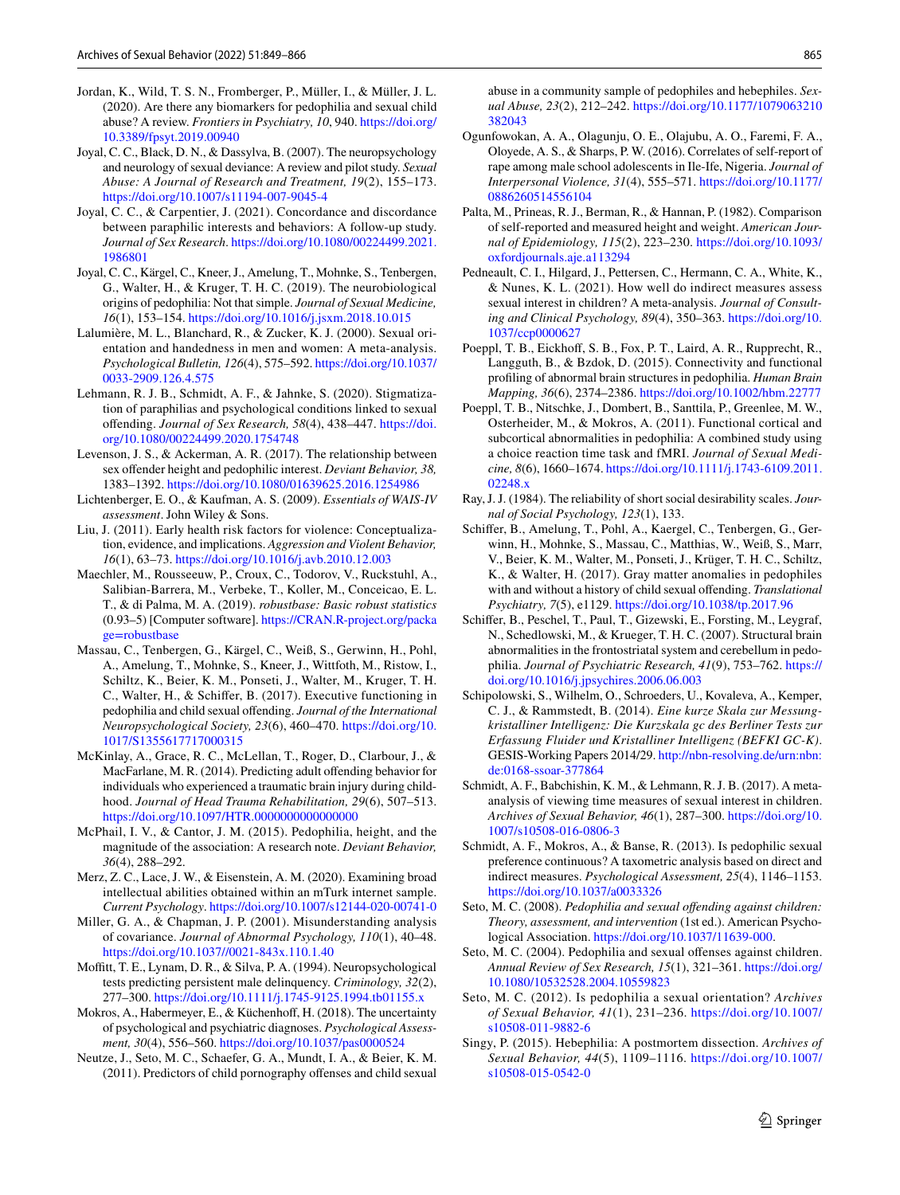Jordan, K., Wild, T. S. N., Fromberger, P., Müller, I., & Müller, J. L. (2020). Are there any biomarkers for pedophilia and sexual child abuse? A review. *Frontiers in Psychiatry, 10*, 940. https://doi.org/10.3389/fpsyt.2019.00940

Joyal, C. C., Black, D. N., & Dassylva, B. (2007). The neuropsychology and neurology of sexual deviance: A review and pilot study. *Sexual Abuse: A Journal of Research and Treatment, 19*(2), 155–173. https://doi.org/10.1007/s11194-007-9045-4

Joyal, C. C., & Carpentier, J. (2021). Concordance and discordance between paraphilic interests and behaviors: A follow-up study. *Journal of Sex Research*. https://doi.org/10.1080/00224499.2021.1986801

Joyal, C. C., Kärgel, C., Kneer, J., Amelung, T., Mohnke, S., Tenbergen, G., Walter, H., & Kruger, T. H. C. (2019). The neurobiological origins of pedophilia: Not that simple. *Journal of Sexual Medicine, 16*(1), 153–154. https://doi.org/10.1016/j.jsxm.2018.10.015

Lalumière, M. L., Blanchard, R., & Zucker, K. J. (2000). Sexual orientation and handedness in men and women: A meta-analysis. *Psychological Bulletin, 126*(4), 575–592. https://doi.org/10.1037/0033-2909.126.4.575

Lehmann, R. J. B., Schmidt, A. F., & Jahnke, S. (2020). Stigmatization of paraphilias and psychological conditions linked to sexual offending. *Journal of Sex Research, 58*(4), 438–447. https://doi.org/10.1080/00224499.2020.1754748

Levenson, J. S., & Ackerman, A. R. (2017). The relationship between sex offender height and pedophilic interest. *Deviant Behavior, 38,* 1383–1392. https://doi.org/10.1080/01639625.2016.1254986

Lichtenberger, E. O., & Kaufman, A. S. (2009). *Essentials of WAIS-IV assessment*. John Wiley & Sons.

Liu, J. (2011). Early health risk factors for violence: Conceptualization, evidence, and implications. *Aggression and Violent Behavior, 16*(1), 63–73. https://doi.org/10.1016/j.avb.2010.12.003

Maechler, M., Rousseeuw, P., Croux, C., Todorov, V., Ruckstuhl, A., Salibian-Barrera, M., Verbeke, T., Koller, M., Conceicao, E. L. T., & di Palma, M. A. (2019). *robustbase: Basic robust statistics* (0.93–5) [Computer software]. https://CRAN.R-project.org/package=robustbase

Massau, C., Tenbergen, G., Kärgel, C., Weiß, S., Gerwinn, H., Pohl, A., Amelung, T., Mohnke, S., Kneer, J., Wittfoth, M., Ristow, I., Schiltz, K., Beier, K. M., Ponseti, J., Walter, M., Kruger, T. H. C., Walter, H., & Schiffer, B. (2017). Executive functioning in pedophilia and child sexual offending. *Journal of the International Neuropsychological Society, 23*(6), 460–470. https://doi.org/10.1017/S1355617717000315

McKinlay, A., Grace, R. C., McLellan, T., Roger, D., Clarbour, J., & MacFarlane, M. R. (2014). Predicting adult offending behavior for individuals who experienced a traumatic brain injury during childhood. *Journal of Head Trauma Rehabilitation, 29*(6), 507–513. https://doi.org/10.1097/HTR.0000000000000000

McPhail, I. V., & Cantor, J. M. (2015). Pedophilia, height, and the magnitude of the association: A research note. *Deviant Behavior, 36*(4), 288–292.

Merz, Z. C., Lace, J. W., & Eisenstein, A. M. (2020). Examining broad intellectual abilities obtained within an mTurk internet sample. *Current Psychology*. https://doi.org/10.1007/s12144-020-00741-0

Miller, G. A., & Chapman, J. P. (2001). Misunderstanding analysis of covariance. *Journal of Abnormal Psychology, 110*(1), 40–48. https://doi.org/10.1037//0021-843x.110.1.40

Moffitt, T. E., Lynam, D. R., & Silva, P. A. (1994). Neuropsychological tests predicting persistent male delinquency. *Criminology, 32*(2), 277–300. https://doi.org/10.1111/j.1745-9125.1994.tb01155.x

Mokros, A., Habermeyer, E., & Küchenhoff, H. (2018). The uncertainty of psychological and psychiatric diagnoses. *Psychological Assessment, 30*(4), 556–560. https://doi.org/10.1037/pas0000524

Neutze, J., Seto, M. C., Schaefer, G. A., Mundt, I. A., & Beier, K. M. (2011). Predictors of child pornography offenses and child sexual abuse in a community sample of pedophiles and hebephiles. *Sexual Abuse, 23*(2), 212–242. https://doi.org/10.1177/1079063210382043

Ogunfowokan, A. A., Olagunju, O. E., Olajubu, A. O., Faremi, F. A., Oloyede, A. S., & Sharps, P. W. (2016). Correlates of self-report of rape among male school adolescents in Ile-Ife, Nigeria. *Journal of Interpersonal Violence, 31*(4), 555–571. https://doi.org/10.1177/0886260514556104

Palta, M., Prineas, R. J., Berman, R., & Hannan, P. (1982). Comparison of self-reported and measured height and weight. *American Journal of Epidemiology, 115*(2), 223–230. https://doi.org/10.1093/oxfordjournals.aje.a113294

Pedneault, C. I., Hilgard, J., Pettersen, C., Hermann, C. A., White, K., & Nunes, K. L. (2021). How well do indirect measures assess sexual interest in children? A meta-analysis. *Journal of Consulting and Clinical Psychology, 89*(4), 350–363. https://doi.org/10.1037/ccp0000627

Poeppl, T. B., Eickhoff, S. B., Fox, P. T., Laird, A. R., Rupprecht, R., Langguth, B., & Bzdok, D. (2015). Connectivity and functional profiling of abnormal brain structures in pedophilia. *Human Brain Mapping, 36*(6), 2374–2386. https://doi.org/10.1002/hbm.22777

Poeppl, T. B., Nitschke, J., Dombert, B., Santtila, P., Greenlee, M. W., Osterheider, M., & Mokros, A. (2011). Functional cortical and subcortical abnormalities in pedophilia: A combined study using a choice reaction time task and fMRI. *Journal of Sexual Medicine, 8*(6), 1660–1674. https://doi.org/10.1111/j.1743-6109.2011.02248.x

Ray, J. J. (1984). The reliability of short social desirability scales. *Journal of Social Psychology, 123*(1), 133.

Schiffer, B., Amelung, T., Pohl, A., Kaergel, C., Tenbergen, G., Gerwinn, H., Mohnke, S., Massau, C., Matthias, W., Weiß, S., Marr, V., Beier, K. M., Walter, M., Ponseti, J., Krüger, T. H. C., Schiltz, K., & Walter, H. (2017). Gray matter anomalies in pedophiles with and without a history of child sexual offending. *Translational Psychiatry, 7*(5), e1129. https://doi.org/10.1038/tp.2017.96

Schiffer, B., Peschel, T., Paul, T., Gizewski, E., Forsting, M., Leygraf, N., Schedlowski, M., & Krueger, T. H. C. (2007). Structural brain abnormalities in the frontostriatal system and cerebellum in pedophilia. *Journal of Psychiatric Research, 41*(9), 753–762. https://doi.org/10.1016/j.jpsychires.2006.06.003

Schipolowski, S., Wilhelm, O., Schroeders, U., Kovaleva, A., Kemper, C. J., & Rammstedt, B. (2014). *Eine kurze Skala zur Messung kristalliner Intelligenz: Die Kurzskala gc des Berliner Tests zur Erfassung Fluider und Kristalliner Intelligenz (BEFKI GC-K)*. GESIS-Working Papers 2014/29. http://nbn-resolving.de/urn:nbn:de:0168-ssoar-377864

Schmidt, A. F., Babchishin, K. M., & Lehmann, R. J. B. (2017). A meta-analysis of viewing time measures of sexual interest in children. *Archives of Sexual Behavior, 46*(1), 287–300. https://doi.org/10.1007/s10508-016-0806-3

Schmidt, A. F., Mokros, A., & Banse, R. (2013). Is pedophilic sexual preference continuous? A taxometric analysis based on direct and indirect measures. *Psychological Assessment, 25*(4), 1146–1153. https://doi.org/10.1037/a0033326

Seto, M. C. (2008). *Pedophilia and sexual offending against children: Theory, assessment, and intervention* (1st ed.). American Psychological Association. https://doi.org/10.1037/11639-000.

Seto, M. C. (2004). Pedophilia and sexual offenses against children. *Annual Review of Sex Research, 15*(1), 321–361. https://doi.org/10.1080/10532528.2004.10559823

Seto, M. C. (2012). Is pedophilia a sexual orientation? *Archives of Sexual Behavior, 41*(1), 231–236. https://doi.org/10.1007/s10508-011-9882-6

Singy, P. (2015). Hebephilia: A postmortem dissection. *Archives of Sexual Behavior, 44*(5), 1109–1116. https://doi.org/10.1007/s10508-015-0542-0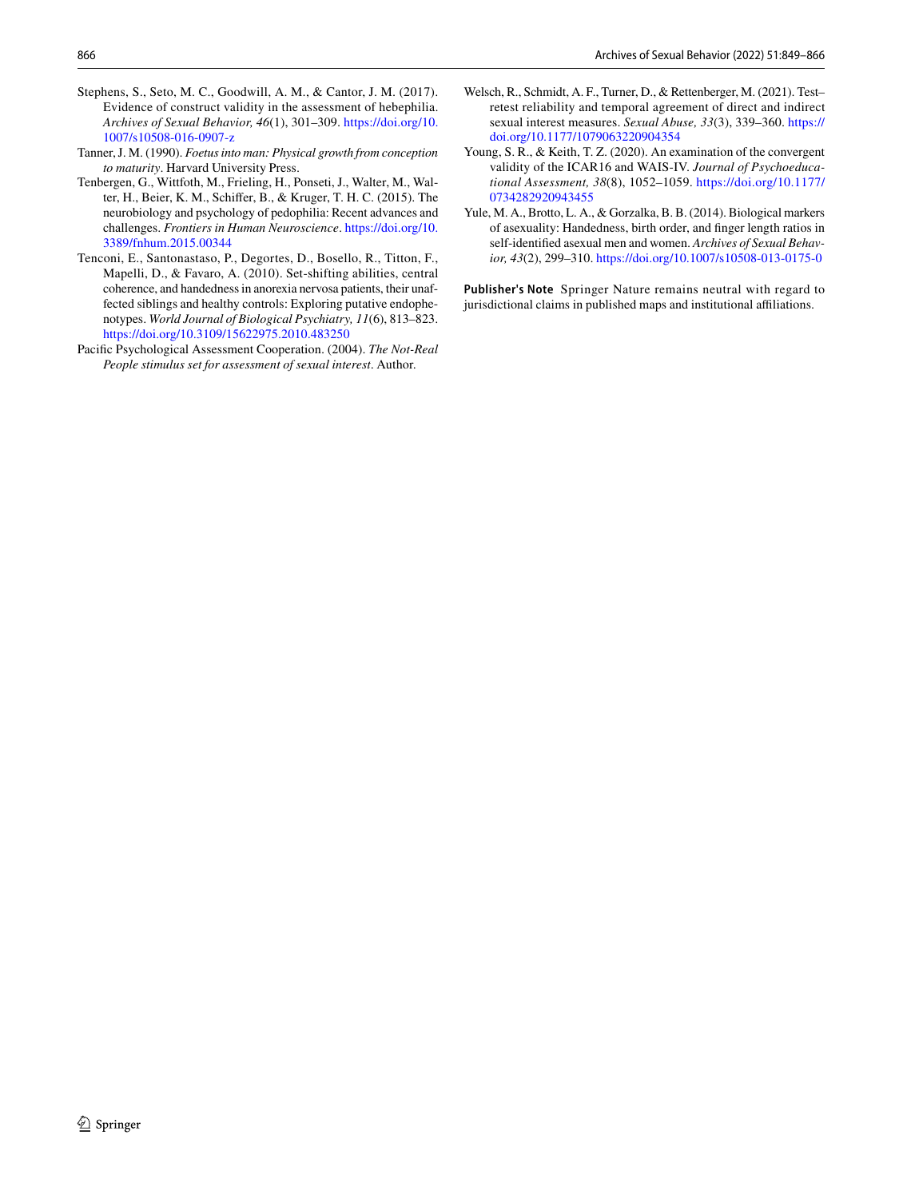Stephens, S., Seto, M. C., Goodwill, A. M., & Cantor, J. M. (2017). Evidence of construct validity in the assessment of hebephilia. *Archives of Sexual Behavior, 46*(1), 301–309. https://doi.org/10.1007/s10508-016-0907-z

Tanner, J. M. (1990). *Foetus into man: Physical growth from conception to maturity*. Harvard University Press.

Tenbergen, G., Wittfoth, M., Frieling, H., Ponseti, J., Walter, M., Walter, H., Beier, K. M., Schiffer, B., & Kruger, T. H. C. (2015). The neurobiology and psychology of pedophilia: Recent advances and challenges. *Frontiers in Human Neuroscience*. https://doi.org/10.3389/fnhum.2015.00344

Tenconi, E., Santonastaso, P., Degortes, D., Bosello, R., Titton, F., Mapelli, D., & Favaro, A. (2010). Set-shifting abilities, central coherence, and handedness in anorexia nervosa patients, their unaffected siblings and healthy controls: Exploring putative endophenotypes. *World Journal of Biological Psychiatry, 11*(6), 813–823. https://doi.org/10.3109/15622975.2010.483250

Pacific Psychological Assessment Cooperation. (2004). *The Not-Real People stimulus set for assessment of sexual interest*. Author.

Welsch, R., Schmidt, A. F., Turner, D., & Rettenberger, M. (2021). Test–retest reliability and temporal agreement of direct and indirect sexual interest measures. *Sexual Abuse, 33*(3), 339–360. https://doi.org/10.1177/1079063220904354

Young, S. R., & Keith, T. Z. (2020). An examination of the convergent validity of the ICAR16 and WAIS-IV. *Journal of Psychoeducational Assessment, 38*(8), 1052–1059. https://doi.org/10.1177/0734282920943455

Yule, M. A., Brotto, L. A., & Gorzalka, B. B. (2014). Biological markers of asexuality: Handedness, birth order, and finger length ratios in self-identified asexual men and women. *Archives of Sexual Behavior, 43*(2), 299–310. https://doi.org/10.1007/s10508-013-0175-0

**Publisher's Note** Springer Nature remains neutral with regard to jurisdictional claims in published maps and institutional affiliations.